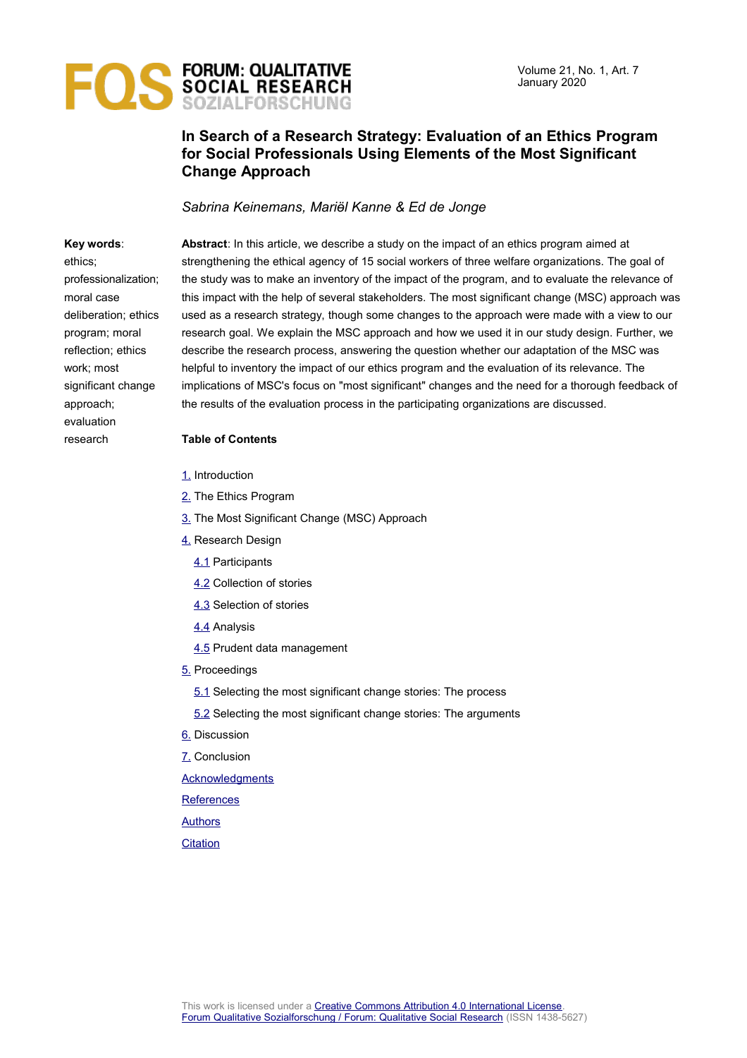# In Search of a Research Strategy: Evaluation of an Ethics Program for Social Professionals Using Elements of the Most Significant Change Approach

*Sabrina Keinemans, Mariël Kanne & Ed de Jonge*

**Key words**: ethics; professionalization; moral case deliberation; ethics program; moral reflection; ethics work; most significant change approach; evaluation research

**Abstract**: In this article, we describe a study on the impact of an ethics program aimed at strengthening the ethical agency of 15 social workers of three welfare organizations. The goal of the study was to make an inventory of the impact of the program, and to evaluate the relevance of this impact with the help of several stakeholders. The most significant change (MSC) approach was used as a research strategy, though some changes to the approach were made with a view to our research goal. We explain the MSC approach and how we used it in our study design. Further, we describe the research process, answering the question whether our adaptation of the MSC was helpful to inventory the impact of our ethics program and the evaluation of its relevance. The implications of MSC's focus on "most significant" changes and the need for a thorough feedback of the results of the evaluation process in the participating organizations are discussed.

**Table of Contents**

1. Introduction
2. The Ethics Program
3. The Most Significant Change (MSC) Approach
4. Research Design
   - 4.1 Participants
   - 4.2 Collection of stories
   - 4.3 Selection of stories
   - 4.4 Analysis
   - 4.5 Prudent data management
5. Proceedings
   - 5.1 Selecting the most significant change stories: The process
   - 5.2 Selecting the most significant change stories: The arguments
6. Discussion
7. Conclusion

Acknowledgments

References

Authors

Citation

This work is licensed under a Creative Commons Attribution 4.0 International License.
Forum Qualitative Sozialforschung / Forum: Qualitative Social Research (ISSN 1438-5627)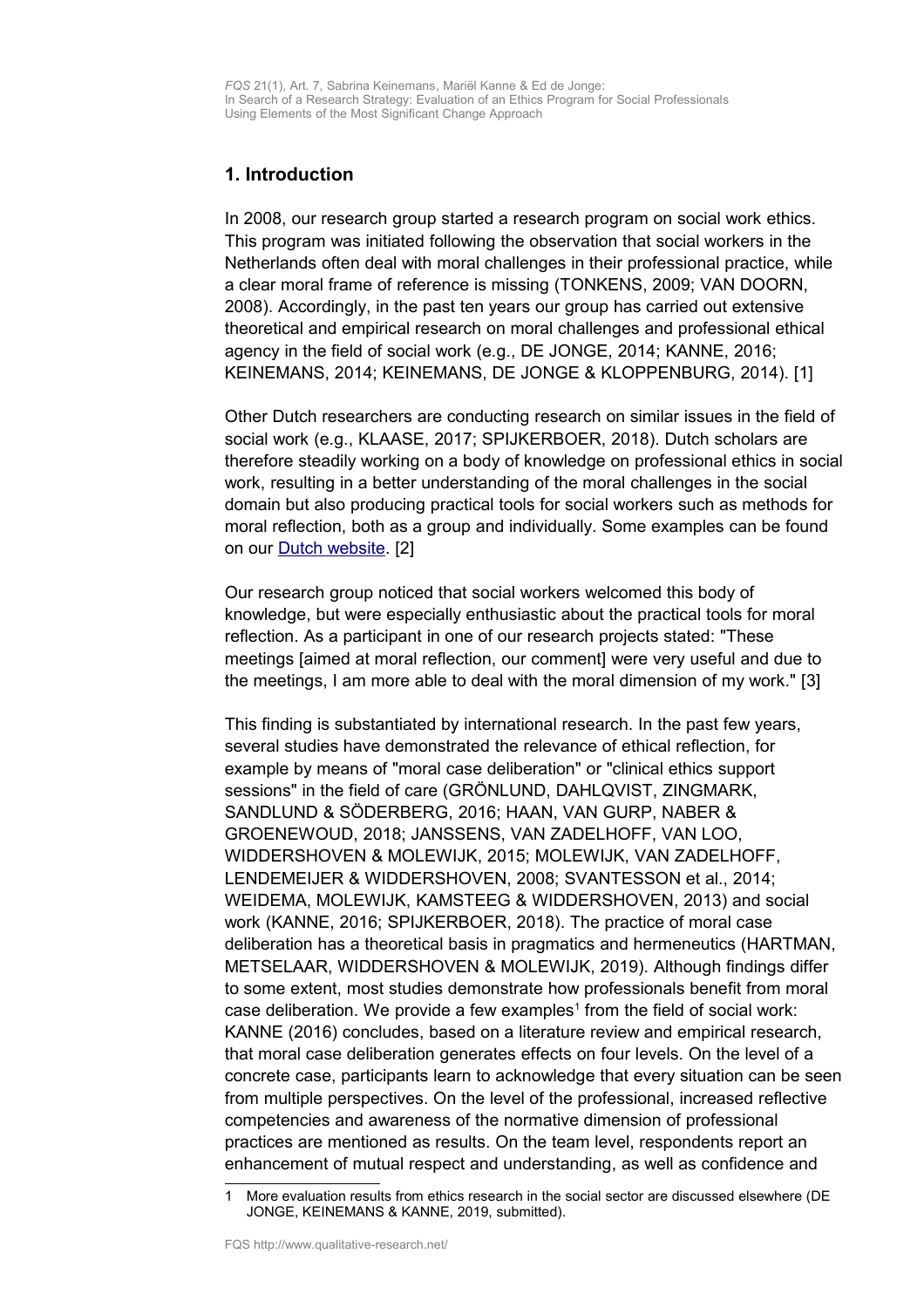## 1. Introduction

In 2008, our research group started a research program on social work ethics. This program was initiated following the observation that social workers in the Netherlands often deal with moral challenges in their professional practice, while a clear moral frame of reference is missing (TONKENS, 2009; VAN DOORN, 2008). Accordingly, in the past ten years our group has carried out extensive theoretical and empirical research on moral challenges and professional ethical agency in the field of social work (e.g., DE JONGE, 2014; KANNE, 2016; KEINEMANS, 2014; KEINEMANS, DE JONGE & KLOPPENBURG, 2014). [1]

Other Dutch researchers are conducting research on similar issues in the field of social work (e.g., KLAASE, 2017; SPIJKERBOER, 2018). Dutch scholars are therefore steadily working on a body of knowledge on professional ethics in social work, resulting in a better understanding of the moral challenges in the social domain but also producing practical tools for social workers such as methods for moral reflection, both as a group and individually. Some examples can be found on our Dutch website. [2]

Our research group noticed that social workers welcomed this body of knowledge, but were especially enthusiastic about the practical tools for moral reflection. As a participant in one of our research projects stated: "These meetings [aimed at moral reflection, our comment] were very useful and due to the meetings, I am more able to deal with the moral dimension of my work." [3]

This finding is substantiated by international research. In the past few years, several studies have demonstrated the relevance of ethical reflection, for example by means of "moral case deliberation" or "clinical ethics support sessions" in the field of care (GRÖNLUND, DAHLQVIST, ZINGMARK, SANDLUND & SÖDERBERG, 2016; HAAN, VAN GURP, NABER & GROENEWOUD, 2018; JANSSENS, VAN ZADELHOFF, VAN LOO, WIDDERSHOVEN & MOLEWIJK, 2015; MOLEWIJK, VAN ZADELHOFF, LENDEMEIJER & WIDDERSHOVEN, 2008; SVANTESSON et al., 2014; WEIDEMA, MOLEWIJK, KAMSTEEG & WIDDERSHOVEN, 2013) and social work (KANNE, 2016; SPIJKERBOER, 2018). The practice of moral case deliberation has a theoretical basis in pragmatics and hermeneutics (HARTMAN, METSELAAR, WIDDERSHOVEN & MOLEWIJK, 2019). Although findings differ to some extent, most studies demonstrate how professionals benefit from moral case deliberation. We provide a few examples[1] from the field of social work: KANNE (2016) concludes, based on a literature review and empirical research, that moral case deliberation generates effects on four levels. On the level of a concrete case, participants learn to acknowledge that every situation can be seen from multiple perspectives. On the level of the professional, increased reflective competencies and awareness of the normative dimension of professional practices are mentioned as results. On the team level, respondents report an enhancement of mutual respect and understanding, as well as confidence and

1 More evaluation results from ethics research in the social sector are discussed elsewhere (DE JONGE, KEINEMANS & KANNE, 2019, submitted).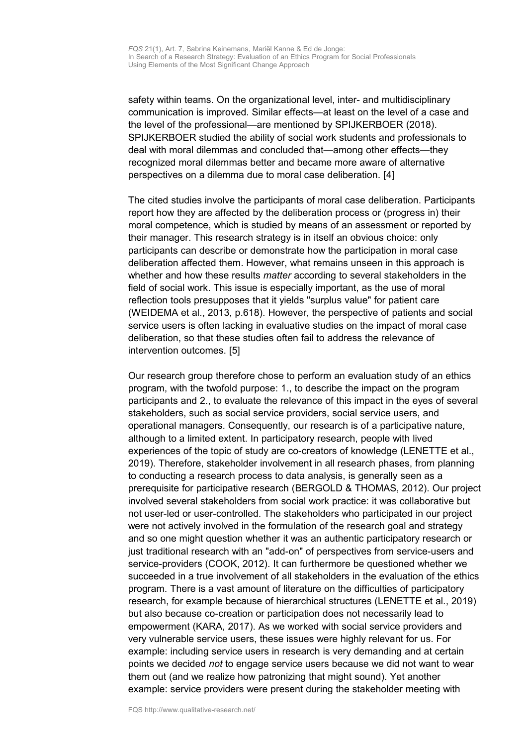safety within teams. On the organizational level, inter- and multidisciplinary communication is improved. Similar effects—at least on the level of a case and the level of the professional—are mentioned by SPIJKERBOER (2018). SPIJKERBOER studied the ability of social work students and professionals to deal with moral dilemmas and concluded that—among other effects—they recognized moral dilemmas better and became more aware of alternative perspectives on a dilemma due to moral case deliberation. [4]

The cited studies involve the participants of moral case deliberation. Participants report how they are affected by the deliberation process or (progress in) their moral competence, which is studied by means of an assessment or reported by their manager. This research strategy is in itself an obvious choice: only participants can describe or demonstrate how the participation in moral case deliberation affected them. However, what remains unseen in this approach is whether and how these results *matter* according to several stakeholders in the field of social work. This issue is especially important, as the use of moral reflection tools presupposes that it yields "surplus value" for patient care (WEIDEMA et al., 2013, p.618). However, the perspective of patients and social service users is often lacking in evaluative studies on the impact of moral case deliberation, so that these studies often fail to address the relevance of intervention outcomes. [5]

Our research group therefore chose to perform an evaluation study of an ethics program, with the twofold purpose: 1., to describe the impact on the program participants and 2., to evaluate the relevance of this impact in the eyes of several stakeholders, such as social service providers, social service users, and operational managers. Consequently, our research is of a participative nature, although to a limited extent. In participatory research, people with lived experiences of the topic of study are co-creators of knowledge (LENETTE et al., 2019). Therefore, stakeholder involvement in all research phases, from planning to conducting a research process to data analysis, is generally seen as a prerequisite for participative research (BERGOLD & THOMAS, 2012). Our project involved several stakeholders from social work practice: it was collaborative but not user-led or user-controlled. The stakeholders who participated in our project were not actively involved in the formulation of the research goal and strategy and so one might question whether it was an authentic participatory research or just traditional research with an "add-on" of perspectives from service-users and service-providers (COOK, 2012). It can furthermore be questioned whether we succeeded in a true involvement of all stakeholders in the evaluation of the ethics program. There is a vast amount of literature on the difficulties of participatory research, for example because of hierarchical structures (LENETTE et al., 2019) but also because co-creation or participation does not necessarily lead to empowerment (KARA, 2017). As we worked with social service providers and very vulnerable service users, these issues were highly relevant for us. For example: including service users in research is very demanding and at certain points we decided *not* to engage service users because we did not want to wear them out (and we realize how patronizing that might sound). Yet another example: service providers were present during the stakeholder meeting with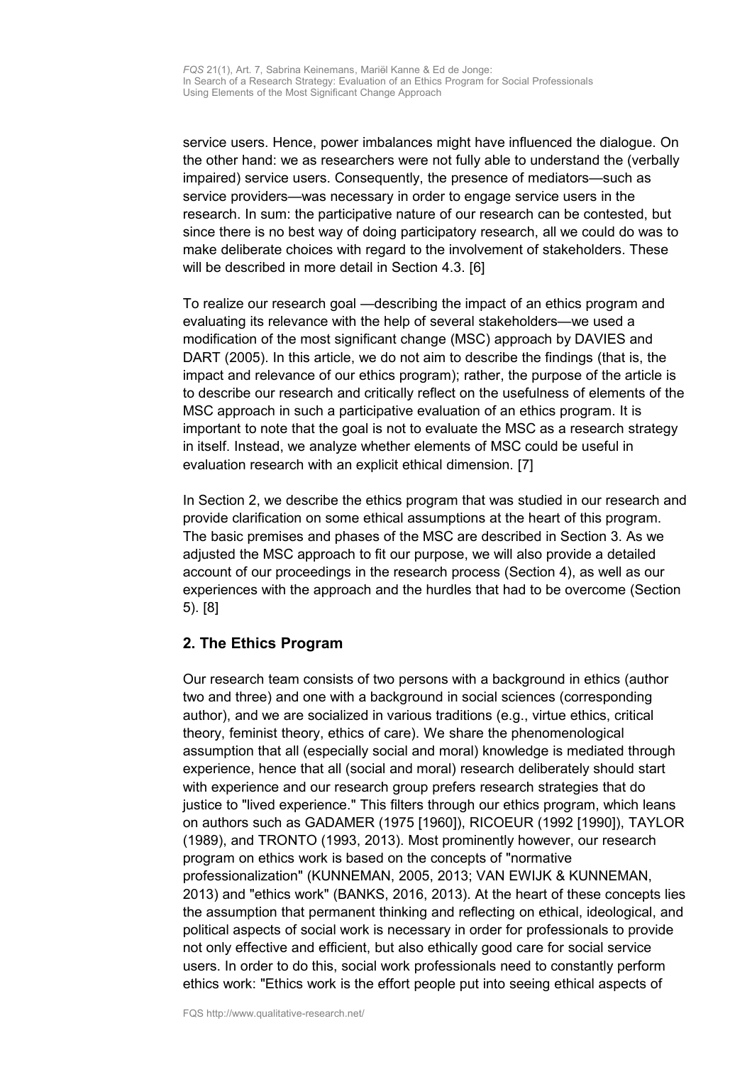service users. Hence, power imbalances might have influenced the dialogue. On the other hand: we as researchers were not fully able to understand the (verbally impaired) service users. Consequently, the presence of mediators—such as service providers—was necessary in order to engage service users in the research. In sum: the participative nature of our research can be contested, but since there is no best way of doing participatory research, all we could do was to make deliberate choices with regard to the involvement of stakeholders. These will be described in more detail in Section 4.3. [6]

To realize our research goal —describing the impact of an ethics program and evaluating its relevance with the help of several stakeholders—we used a modification of the most significant change (MSC) approach by DAVIES and DART (2005). In this article, we do not aim to describe the findings (that is, the impact and relevance of our ethics program); rather, the purpose of the article is to describe our research and critically reflect on the usefulness of elements of the MSC approach in such a participative evaluation of an ethics program. It is important to note that the goal is not to evaluate the MSC as a research strategy in itself. Instead, we analyze whether elements of MSC could be useful in evaluation research with an explicit ethical dimension. [7]

In Section 2, we describe the ethics program that was studied in our research and provide clarification on some ethical assumptions at the heart of this program. The basic premises and phases of the MSC are described in Section 3. As we adjusted the MSC approach to fit our purpose, we will also provide a detailed account of our proceedings in the research process (Section 4), as well as our experiences with the approach and the hurdles that had to be overcome (Section 5). [8]

## 2. The Ethics Program

Our research team consists of two persons with a background in ethics (author two and three) and one with a background in social sciences (corresponding author), and we are socialized in various traditions (e.g., virtue ethics, critical theory, feminist theory, ethics of care). We share the phenomenological assumption that all (especially social and moral) knowledge is mediated through experience, hence that all (social and moral) research deliberately should start with experience and our research group prefers research strategies that do justice to "lived experience." This filters through our ethics program, which leans on authors such as GADAMER (1975 [1960]), RICOEUR (1992 [1990]), TAYLOR (1989), and TRONTO (1993, 2013). Most prominently however, our research program on ethics work is based on the concepts of "normative professionalization" (KUNNEMAN, 2005, 2013; VAN EWIJK & KUNNEMAN, 2013) and "ethics work" (BANKS, 2016, 2013). At the heart of these concepts lies the assumption that permanent thinking and reflecting on ethical, ideological, and political aspects of social work is necessary in order for professionals to provide not only effective and efficient, but also ethically good care for social service users. In order to do this, social work professionals need to constantly perform ethics work: "Ethics work is the effort people put into seeing ethical aspects of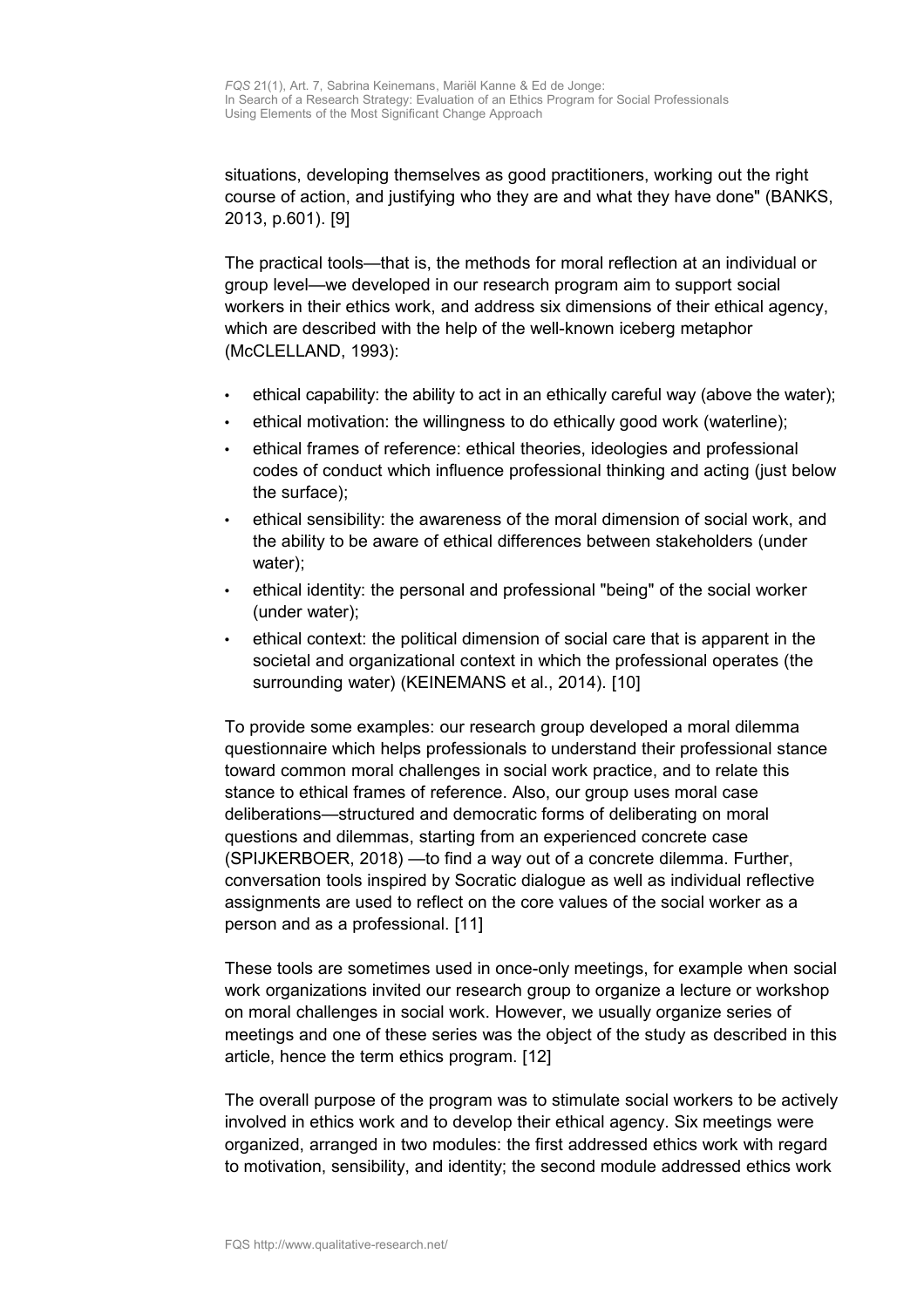situations, developing themselves as good practitioners, working out the right course of action, and justifying who they are and what they have done" (BANKS, 2013, p.601). [9]

The practical tools—that is, the methods for moral reflection at an individual or group level—we developed in our research program aim to support social workers in their ethics work, and address six dimensions of their ethical agency, which are described with the help of the well-known iceberg metaphor (McCLELLAND, 1993):

- ethical capability: the ability to act in an ethically careful way (above the water);
- ethical motivation: the willingness to do ethically good work (waterline);
- ethical frames of reference: ethical theories, ideologies and professional codes of conduct which influence professional thinking and acting (just below the surface);
- ethical sensibility: the awareness of the moral dimension of social work, and the ability to be aware of ethical differences between stakeholders (under water);
- ethical identity: the personal and professional "being" of the social worker (under water);
- ethical context: the political dimension of social care that is apparent in the societal and organizational context in which the professional operates (the surrounding water) (KEINEMANS et al., 2014). [10]

To provide some examples: our research group developed a moral dilemma questionnaire which helps professionals to understand their professional stance toward common moral challenges in social work practice, and to relate this stance to ethical frames of reference. Also, our group uses moral case deliberations—structured and democratic forms of deliberating on moral questions and dilemmas, starting from an experienced concrete case (SPIJKERBOER, 2018) —to find a way out of a concrete dilemma. Further, conversation tools inspired by Socratic dialogue as well as individual reflective assignments are used to reflect on the core values of the social worker as a person and as a professional. [11]

These tools are sometimes used in once-only meetings, for example when social work organizations invited our research group to organize a lecture or workshop on moral challenges in social work. However, we usually organize series of meetings and one of these series was the object of the study as described in this article, hence the term ethics program. [12]

The overall purpose of the program was to stimulate social workers to be actively involved in ethics work and to develop their ethical agency. Six meetings were organized, arranged in two modules: the first addressed ethics work with regard to motivation, sensibility, and identity; the second module addressed ethics work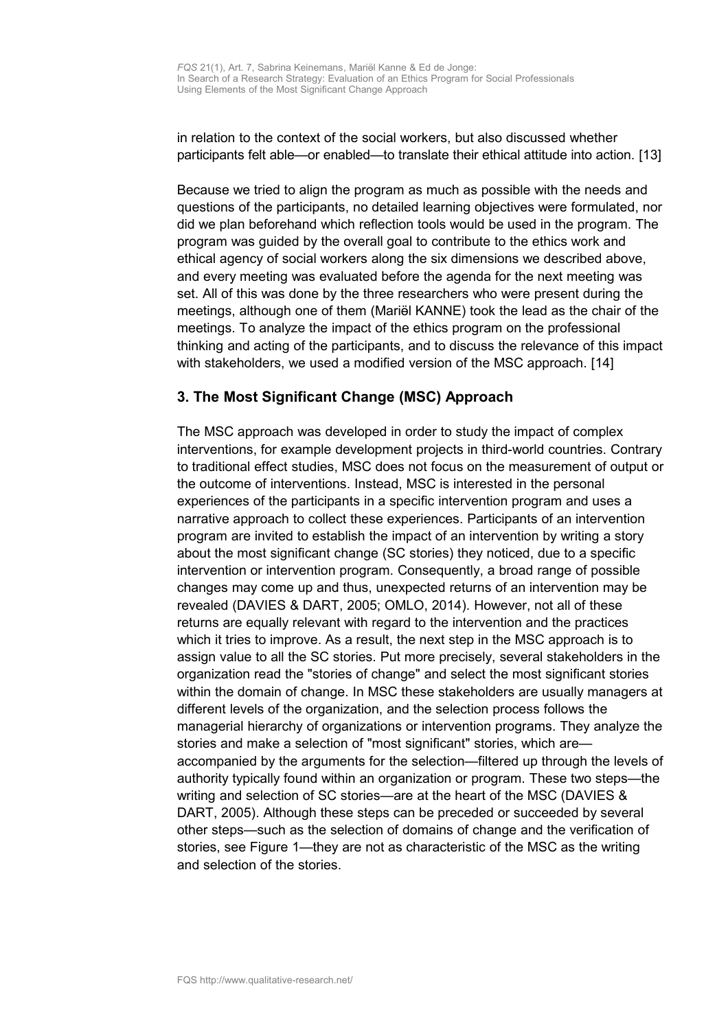in relation to the context of the social workers, but also discussed whether participants felt able—or enabled—to translate their ethical attitude into action. [13]

Because we tried to align the program as much as possible with the needs and questions of the participants, no detailed learning objectives were formulated, nor did we plan beforehand which reflection tools would be used in the program. The program was guided by the overall goal to contribute to the ethics work and ethical agency of social workers along the six dimensions we described above, and every meeting was evaluated before the agenda for the next meeting was set. All of this was done by the three researchers who were present during the meetings, although one of them (Mariël KANNE) took the lead as the chair of the meetings. To analyze the impact of the ethics program on the professional thinking and acting of the participants, and to discuss the relevance of this impact with stakeholders, we used a modified version of the MSC approach. [14]

## 3. The Most Significant Change (MSC) Approach

The MSC approach was developed in order to study the impact of complex interventions, for example development projects in third-world countries. Contrary to traditional effect studies, MSC does not focus on the measurement of output or the outcome of interventions. Instead, MSC is interested in the personal experiences of the participants in a specific intervention program and uses a narrative approach to collect these experiences. Participants of an intervention program are invited to establish the impact of an intervention by writing a story about the most significant change (SC stories) they noticed, due to a specific intervention or intervention program. Consequently, a broad range of possible changes may come up and thus, unexpected returns of an intervention may be revealed (DAVIES & DART, 2005; OMLO, 2014). However, not all of these returns are equally relevant with regard to the intervention and the practices which it tries to improve. As a result, the next step in the MSC approach is to assign value to all the SC stories. Put more precisely, several stakeholders in the organization read the "stories of change" and select the most significant stories within the domain of change. In MSC these stakeholders are usually managers at different levels of the organization, and the selection process follows the managerial hierarchy of organizations or intervention programs. They analyze the stories and make a selection of "most significant" stories, which are—accompanied by the arguments for the selection—filtered up through the levels of authority typically found within an organization or program. These two steps—the writing and selection of SC stories—are at the heart of the MSC (DAVIES & DART, 2005). Although these steps can be preceded or succeeded by several other steps—such as the selection of domains of change and the verification of stories, see Figure 1—they are not as characteristic of the MSC as the writing and selection of the stories.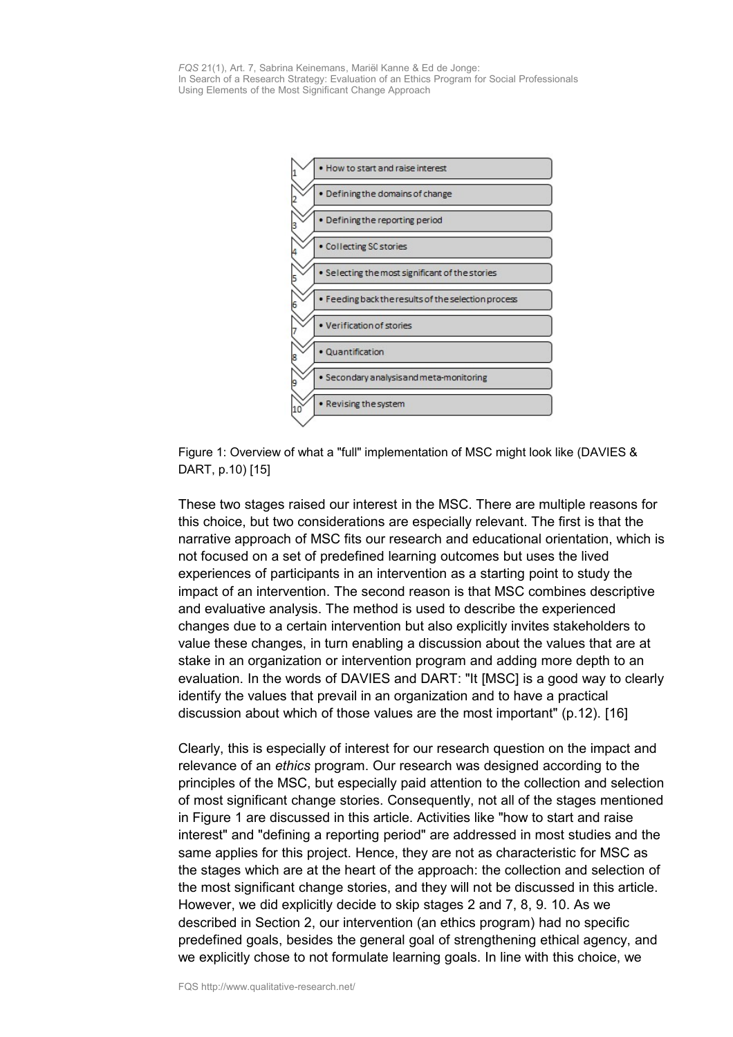1. How to start and raise interest
2. Defining the domains of change
3. Defining the reporting period
4. Collecting SC stories
5. Selecting the most significant of the stories
6. Feeding back the results of the selection process
7. Verification of stories
8. Quantification
9. Secondary analysis and meta-monitoring
10. Revising the system

Figure 1: Overview of what a "full" implementation of MSC might look like (DAVIES & DART, p.10) [15]

These two stages raised our interest in the MSC. There are multiple reasons for this choice, but two considerations are especially relevant. The first is that the narrative approach of MSC fits our research and educational orientation, which is not focused on a set of predefined learning outcomes but uses the lived experiences of participants in an intervention as a starting point to study the impact of an intervention. The second reason is that MSC combines descriptive and evaluative analysis. The method is used to describe the experienced changes due to a certain intervention but also explicitly invites stakeholders to value these changes, in turn enabling a discussion about the values that are at stake in an organization or intervention program and adding more depth to an evaluation. In the words of DAVIES and DART: "It [MSC] is a good way to clearly identify the values that prevail in an organization and to have a practical discussion about which of those values are the most important" (p.12). [16]

Clearly, this is especially of interest for our research question on the impact and relevance of an *ethics* program. Our research was designed according to the principles of the MSC, but especially paid attention to the collection and selection of most significant change stories. Consequently, not all of the stages mentioned in Figure 1 are discussed in this article. Activities like "how to start and raise interest" and "defining a reporting period" are addressed in most studies and the same applies for this project. Hence, they are not as characteristic for MSC as the stages which are at the heart of the approach: the collection and selection of the most significant change stories, and they will not be discussed in this article. However, we did explicitly decide to skip stages 2 and 7, 8, 9. 10. As we described in Section 2, our intervention (an ethics program) had no specific predefined goals, besides the general goal of strengthening ethical agency, and we explicitly chose to not formulate learning goals. In line with this choice, we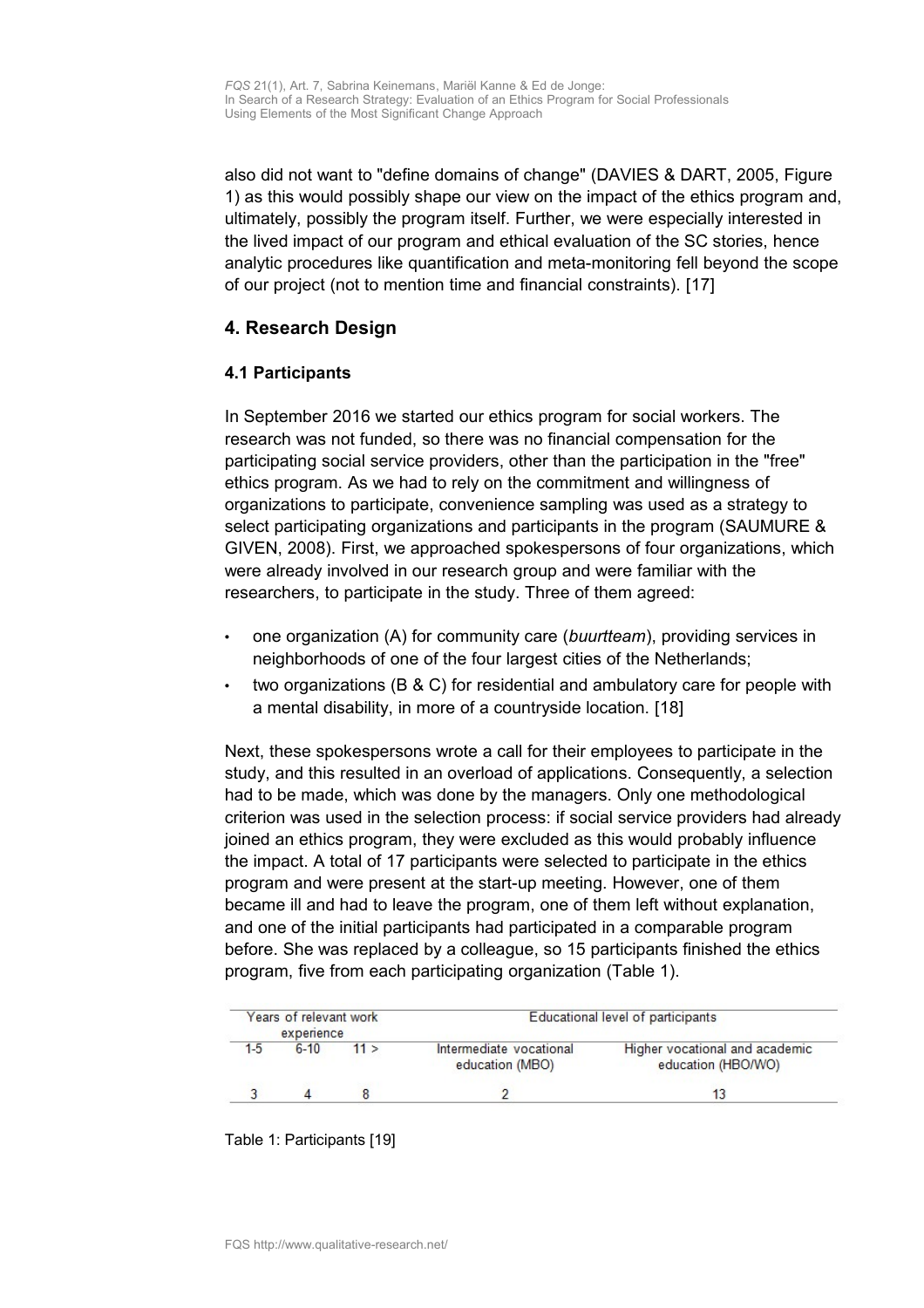also did not want to "define domains of change" (DAVIES & DART, 2005, Figure 1) as this would possibly shape our view on the impact of the ethics program and, ultimately, possibly the program itself. Further, we were especially interested in the lived impact of our program and ethical evaluation of the SC stories, hence analytic procedures like quantification and meta-monitoring fell beyond the scope of our project (not to mention time and financial constraints). [17]

## 4. Research Design

### 4.1 Participants

In September 2016 we started our ethics program for social workers. The research was not funded, so there was no financial compensation for the participating social service providers, other than the participation in the "free" ethics program. As we had to rely on the commitment and willingness of organizations to participate, convenience sampling was used as a strategy to select participating organizations and participants in the program (SAUMURE & GIVEN, 2008). First, we approached spokespersons of four organizations, which were already involved in our research group and were familiar with the researchers, to participate in the study. Three of them agreed:

- one organization (A) for community care (*buurtteam*), providing services in neighborhoods of one of the four largest cities of the Netherlands;
- two organizations (B & C) for residential and ambulatory care for people with a mental disability, in more of a countryside location. [18]

Next, these spokespersons wrote a call for their employees to participate in the study, and this resulted in an overload of applications. Consequently, a selection had to be made, which was done by the managers. Only one methodological criterion was used in the selection process: if social service providers had already joined an ethics program, they were excluded as this would probably influence the impact. A total of 17 participants were selected to participate in the ethics program and were present at the start-up meeting. However, one of them became ill and had to leave the program, one of them left without explanation, and one of the initial participants had participated in a comparable program before. She was replaced by a colleague, so 15 participants finished the ethics program, five from each participating organization (Table 1).

| Years of relevant work experience | | | Educational level of participants | |
|---|---|---|---|---|
| 1-5 | 6-10 | 11 > | Intermediate vocational education (MBO) | Higher vocational and academic education (HBO/WO) |
| 3 | 4 | 8 | 2 | 13 |

Table 1: Participants [19]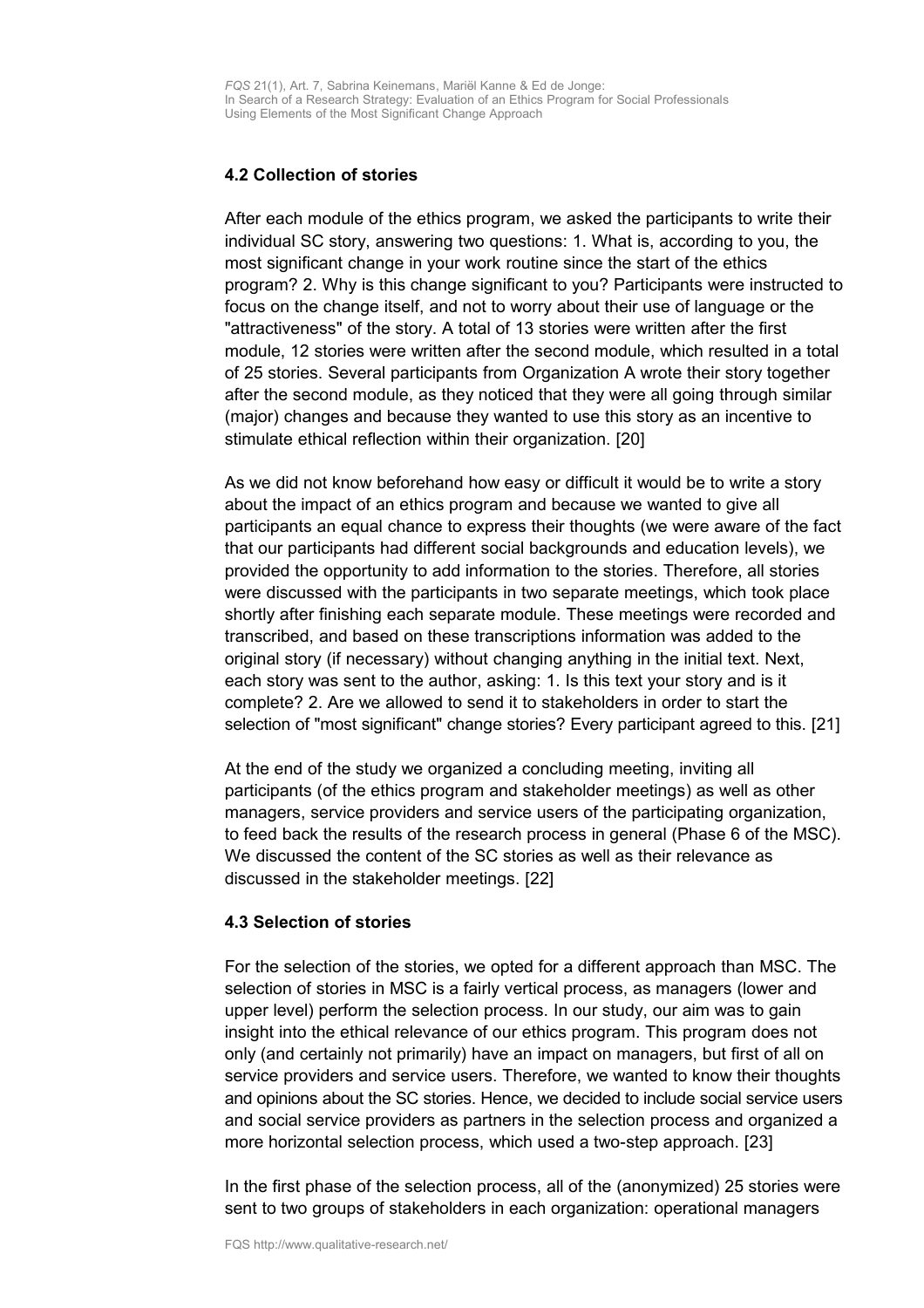### 4.2 Collection of stories

After each module of the ethics program, we asked the participants to write their individual SC story, answering two questions: 1. What is, according to you, the most significant change in your work routine since the start of the ethics program? 2. Why is this change significant to you? Participants were instructed to focus on the change itself, and not to worry about their use of language or the "attractiveness" of the story. A total of 13 stories were written after the first module, 12 stories were written after the second module, which resulted in a total of 25 stories. Several participants from Organization A wrote their story together after the second module, as they noticed that they were all going through similar (major) changes and because they wanted to use this story as an incentive to stimulate ethical reflection within their organization. [20]

As we did not know beforehand how easy or difficult it would be to write a story about the impact of an ethics program and because we wanted to give all participants an equal chance to express their thoughts (we were aware of the fact that our participants had different social backgrounds and education levels), we provided the opportunity to add information to the stories. Therefore, all stories were discussed with the participants in two separate meetings, which took place shortly after finishing each separate module. These meetings were recorded and transcribed, and based on these transcriptions information was added to the original story (if necessary) without changing anything in the initial text. Next, each story was sent to the author, asking: 1. Is this text your story and is it complete? 2. Are we allowed to send it to stakeholders in order to start the selection of "most significant" change stories? Every participant agreed to this. [21]

At the end of the study we organized a concluding meeting, inviting all participants (of the ethics program and stakeholder meetings) as well as other managers, service providers and service users of the participating organization, to feed back the results of the research process in general (Phase 6 of the MSC). We discussed the content of the SC stories as well as their relevance as discussed in the stakeholder meetings. [22]

### 4.3 Selection of stories

For the selection of the stories, we opted for a different approach than MSC. The selection of stories in MSC is a fairly vertical process, as managers (lower and upper level) perform the selection process. In our study, our aim was to gain insight into the ethical relevance of our ethics program. This program does not only (and certainly not primarily) have an impact on managers, but first of all on service providers and service users. Therefore, we wanted to know their thoughts and opinions about the SC stories. Hence, we decided to include social service users and social service providers as partners in the selection process and organized a more horizontal selection process, which used a two-step approach. [23]

In the first phase of the selection process, all of the (anonymized) 25 stories were sent to two groups of stakeholders in each organization: operational managers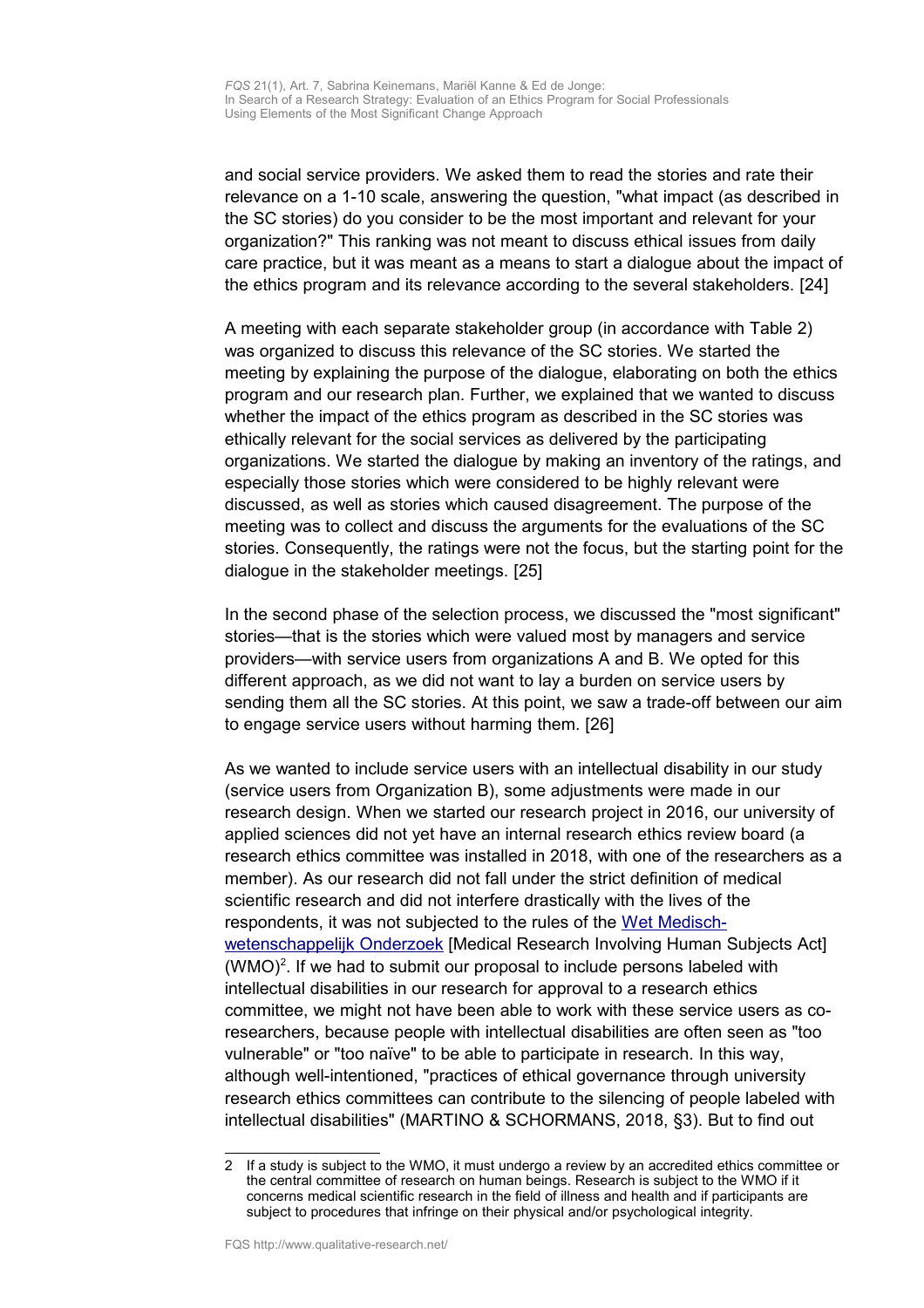and social service providers. We asked them to read the stories and rate their relevance on a 1-10 scale, answering the question, "what impact (as described in the SC stories) do you consider to be the most important and relevant for your organization?" This ranking was not meant to discuss ethical issues from daily care practice, but it was meant as a means to start a dialogue about the impact of the ethics program and its relevance according to the several stakeholders. [24]

A meeting with each separate stakeholder group (in accordance with Table 2) was organized to discuss this relevance of the SC stories. We started the meeting by explaining the purpose of the dialogue, elaborating on both the ethics program and our research plan. Further, we explained that we wanted to discuss whether the impact of the ethics program as described in the SC stories was ethically relevant for the social services as delivered by the participating organizations. We started the dialogue by making an inventory of the ratings, and especially those stories which were considered to be highly relevant were discussed, as well as stories which caused disagreement. The purpose of the meeting was to collect and discuss the arguments for the evaluations of the SC stories. Consequently, the ratings were not the focus, but the starting point for the dialogue in the stakeholder meetings. [25]

In the second phase of the selection process, we discussed the "most significant" stories—that is the stories which were valued most by managers and service providers—with service users from organizations A and B. We opted for this different approach, as we did not want to lay a burden on service users by sending them all the SC stories. At this point, we saw a trade-off between our aim to engage service users without harming them. [26]

As we wanted to include service users with an intellectual disability in our study (service users from Organization B), some adjustments were made in our research design. When we started our research project in 2016, our university of applied sciences did not yet have an internal research ethics review board (a research ethics committee was installed in 2018, with one of the researchers as a member). As our research did not fall under the strict definition of medical scientific research and did not interfere drastically with the lives of the respondents, it was not subjected to the rules of the Wet Medisch-wetenschappelijk Onderzoek [Medical Research Involving Human Subjects Act] (WMO)[2]. If we had to submit our proposal to include persons labeled with intellectual disabilities in our research for approval to a research ethics committee, we might not have been able to work with these service users as co-researchers, because people with intellectual disabilities are often seen as "too vulnerable" or "too naïve" to be able to participate in research. In this way, although well-intentioned, "practices of ethical governance through university research ethics committees can contribute to the silencing of people labeled with intellectual disabilities" (MARTINO & SCHORMANS, 2018, §3). But to find out

---

2 If a study is subject to the WMO, it must undergo a review by an accredited ethics committee or the central committee of research on human beings. Research is subject to the WMO if it concerns medical scientific research in the field of illness and health and if participants are subject to procedures that infringe on their physical and/or psychological integrity.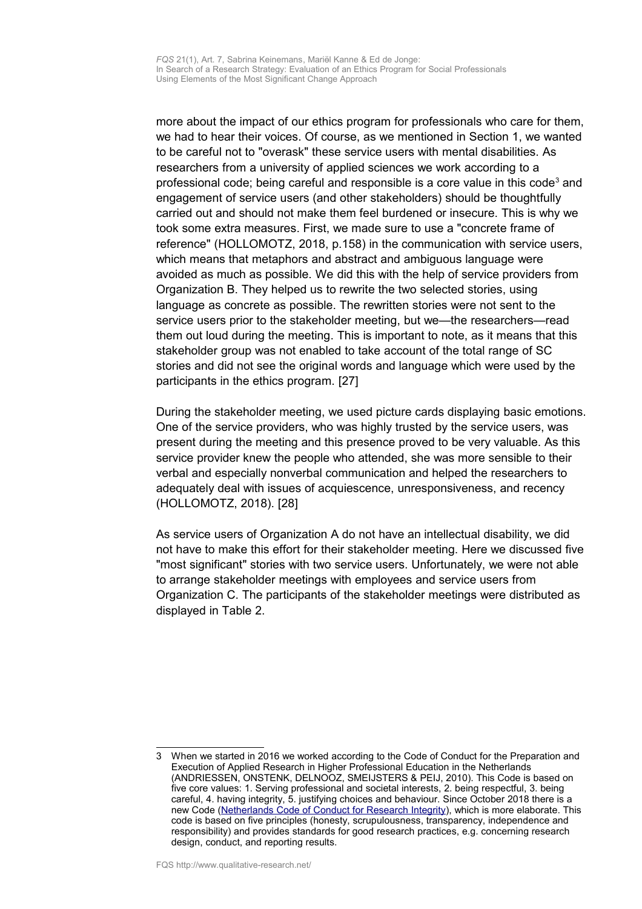more about the impact of our ethics program for professionals who care for them, we had to hear their voices. Of course, as we mentioned in Section 1, we wanted to be careful not to "overask" these service users with mental disabilities. As researchers from a university of applied sciences we work according to a professional code; being careful and responsible is a core value in this code[3] and engagement of service users (and other stakeholders) should be thoughtfully carried out and should not make them feel burdened or insecure. This is why we took some extra measures. First, we made sure to use a "concrete frame of reference" (HOLLOMOTZ, 2018, p.158) in the communication with service users, which means that metaphors and abstract and ambiguous language were avoided as much as possible. We did this with the help of service providers from Organization B. They helped us to rewrite the two selected stories, using language as concrete as possible. The rewritten stories were not sent to the service users prior to the stakeholder meeting, but we—the researchers—read them out loud during the meeting. This is important to note, as it means that this stakeholder group was not enabled to take account of the total range of SC stories and did not see the original words and language which were used by the participants in the ethics program. [27]

During the stakeholder meeting, we used picture cards displaying basic emotions. One of the service providers, who was highly trusted by the service users, was present during the meeting and this presence proved to be very valuable. As this service provider knew the people who attended, she was more sensible to their verbal and especially nonverbal communication and helped the researchers to adequately deal with issues of acquiescence, unresponsiveness, and recency (HOLLOMOTZ, 2018). [28]

As service users of Organization A do not have an intellectual disability, we did not have to make this effort for their stakeholder meeting. Here we discussed five "most significant" stories with two service users. Unfortunately, we were not able to arrange stakeholder meetings with employees and service users from Organization C. The participants of the stakeholder meetings were distributed as displayed in Table 2.

---

3 When we started in 2016 we worked according to the Code of Conduct for the Preparation and Execution of Applied Research in Higher Professional Education in the Netherlands (ANDRIESSEN, ONSTENK, DELNOOZ, SMEIJSTERS & PEIJ, 2010). This Code is based on five core values: 1. Serving professional and societal interests, 2. being respectful, 3. being careful, 4. having integrity, 5. justifying choices and behaviour. Since October 2018 there is a new Code (Netherlands Code of Conduct for Research Integrity), which is more elaborate. This code is based on five principles (honesty, scrupulousness, transparency, independence and responsibility) and provides standards for good research practices, e.g. concerning research design, conduct, and reporting results.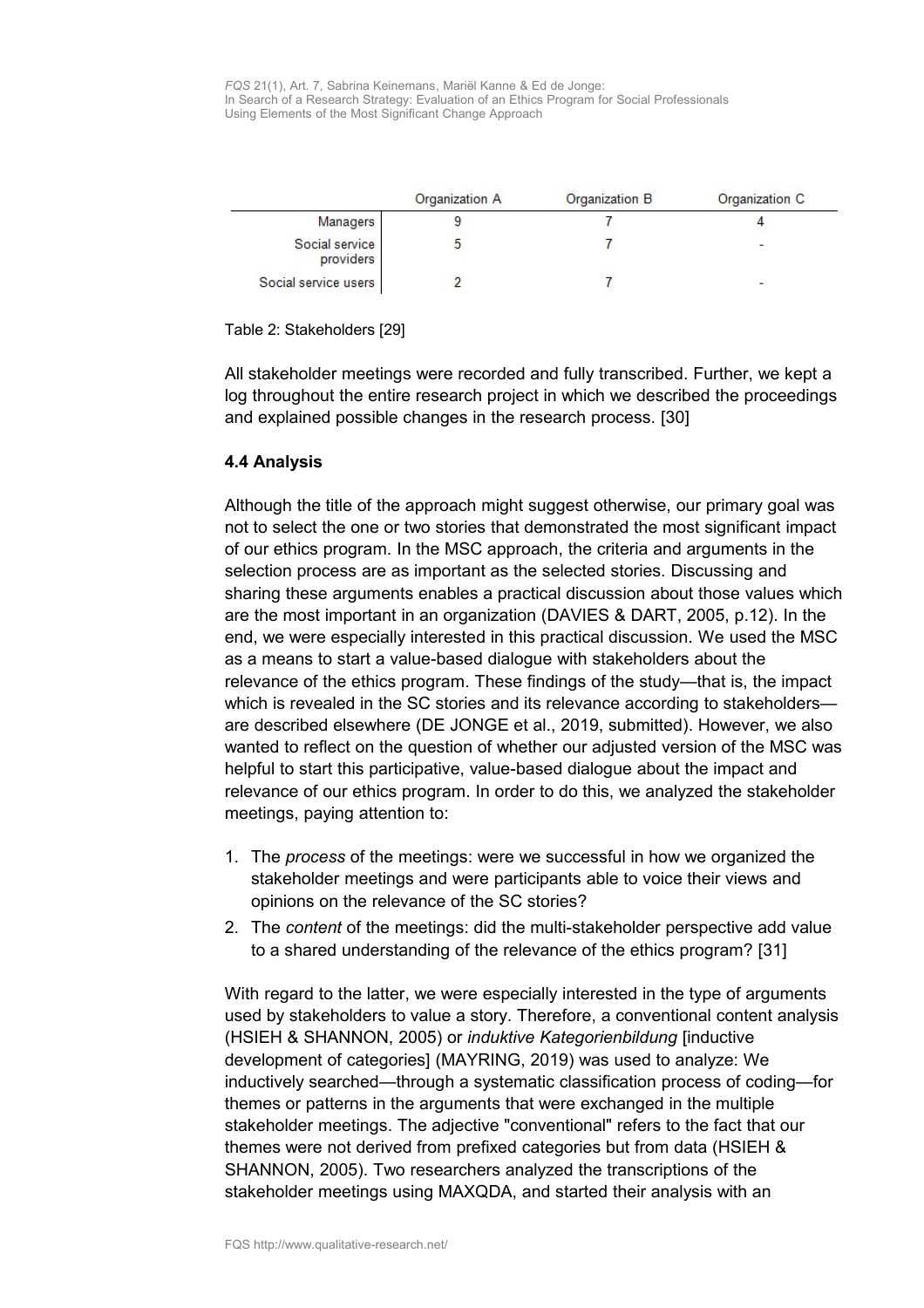| | Organization A | Organization B | Organization C |
|---|---|---|---|
| Managers | 9 | 7 | 4 |
| Social service providers | 5 | 7 | - |
| Social service users | 2 | 7 | - |

Table 2: Stakeholders [29]

All stakeholder meetings were recorded and fully transcribed. Further, we kept a log throughout the entire research project in which we described the proceedings and explained possible changes in the research process. [30]

### 4.4 Analysis

Although the title of the approach might suggest otherwise, our primary goal was not to select the one or two stories that demonstrated the most significant impact of our ethics program. In the MSC approach, the criteria and arguments in the selection process are as important as the selected stories. Discussing and sharing these arguments enables a practical discussion about those values which are the most important in an organization (DAVIES & DART, 2005, p.12). In the end, we were especially interested in this practical discussion. We used the MSC as a means to start a value-based dialogue with stakeholders about the relevance of the ethics program. These findings of the study—that is, the impact which is revealed in the SC stories and its relevance according to stakeholders—are described elsewhere (DE JONGE et al., 2019, submitted). However, we also wanted to reflect on the question of whether our adjusted version of the MSC was helpful to start this participative, value-based dialogue about the impact and relevance of our ethics program. In order to do this, we analyzed the stakeholder meetings, paying attention to:

1. The *process* of the meetings: were we successful in how we organized the stakeholder meetings and were participants able to voice their views and opinions on the relevance of the SC stories?
2. The *content* of the meetings: did the multi-stakeholder perspective add value to a shared understanding of the relevance of the ethics program? [31]

With regard to the latter, we were especially interested in the type of arguments used by stakeholders to value a story. Therefore, a conventional content analysis (HSIEH & SHANNON, 2005) or *induktive Kategorienbildung* [inductive development of categories] (MAYRING, 2019) was used to analyze: We inductively searched—through a systematic classification process of coding—for themes or patterns in the arguments that were exchanged in the multiple stakeholder meetings. The adjective "conventional" refers to the fact that our themes were not derived from prefixed categories but from data (HSIEH & SHANNON, 2005). Two researchers analyzed the transcriptions of the stakeholder meetings using MAXQDA, and started their analysis with an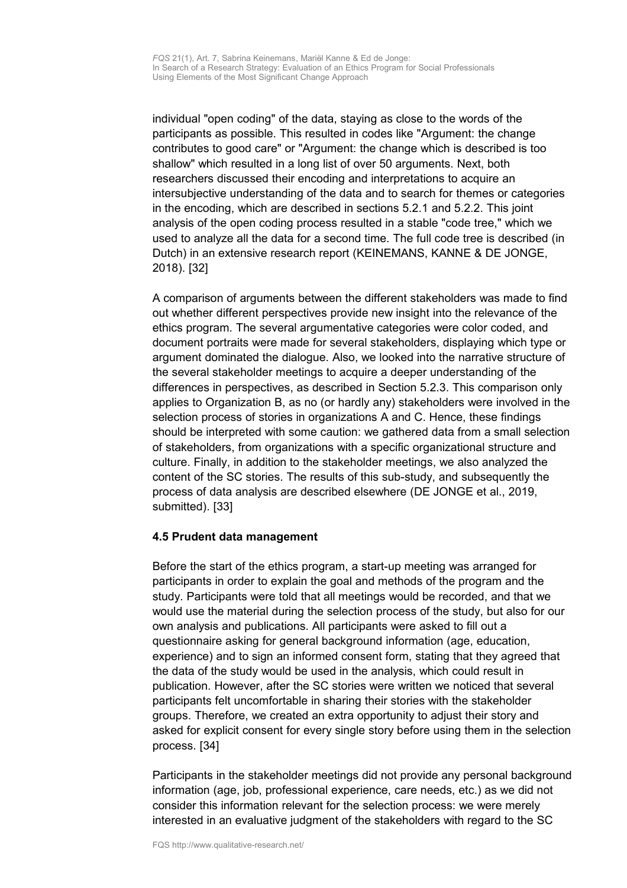individual "open coding" of the data, staying as close to the words of the participants as possible. This resulted in codes like "Argument: the change contributes to good care" or "Argument: the change which is described is too shallow" which resulted in a long list of over 50 arguments. Next, both researchers discussed their encoding and interpretations to acquire an intersubjective understanding of the data and to search for themes or categories in the encoding, which are described in sections 5.2.1 and 5.2.2. This joint analysis of the open coding process resulted in a stable "code tree," which we used to analyze all the data for a second time. The full code tree is described (in Dutch) in an extensive research report (KEINEMANS, KANNE & DE JONGE, 2018). [32]

A comparison of arguments between the different stakeholders was made to find out whether different perspectives provide new insight into the relevance of the ethics program. The several argumentative categories were color coded, and document portraits were made for several stakeholders, displaying which type or argument dominated the dialogue. Also, we looked into the narrative structure of the several stakeholder meetings to acquire a deeper understanding of the differences in perspectives, as described in Section 5.2.3. This comparison only applies to Organization B, as no (or hardly any) stakeholders were involved in the selection process of stories in organizations A and C. Hence, these findings should be interpreted with some caution: we gathered data from a small selection of stakeholders, from organizations with a specific organizational structure and culture. Finally, in addition to the stakeholder meetings, we also analyzed the content of the SC stories. The results of this sub-study, and subsequently the process of data analysis are described elsewhere (DE JONGE et al., 2019, submitted). [33]

### 4.5 Prudent data management

Before the start of the ethics program, a start-up meeting was arranged for participants in order to explain the goal and methods of the program and the study. Participants were told that all meetings would be recorded, and that we would use the material during the selection process of the study, but also for our own analysis and publications. All participants were asked to fill out a questionnaire asking for general background information (age, education, experience) and to sign an informed consent form, stating that they agreed that the data of the study would be used in the analysis, which could result in publication. However, after the SC stories were written we noticed that several participants felt uncomfortable in sharing their stories with the stakeholder groups. Therefore, we created an extra opportunity to adjust their story and asked for explicit consent for every single story before using them in the selection process. [34]

Participants in the stakeholder meetings did not provide any personal background information (age, job, professional experience, care needs, etc.) as we did not consider this information relevant for the selection process: we were merely interested in an evaluative judgment of the stakeholders with regard to the SC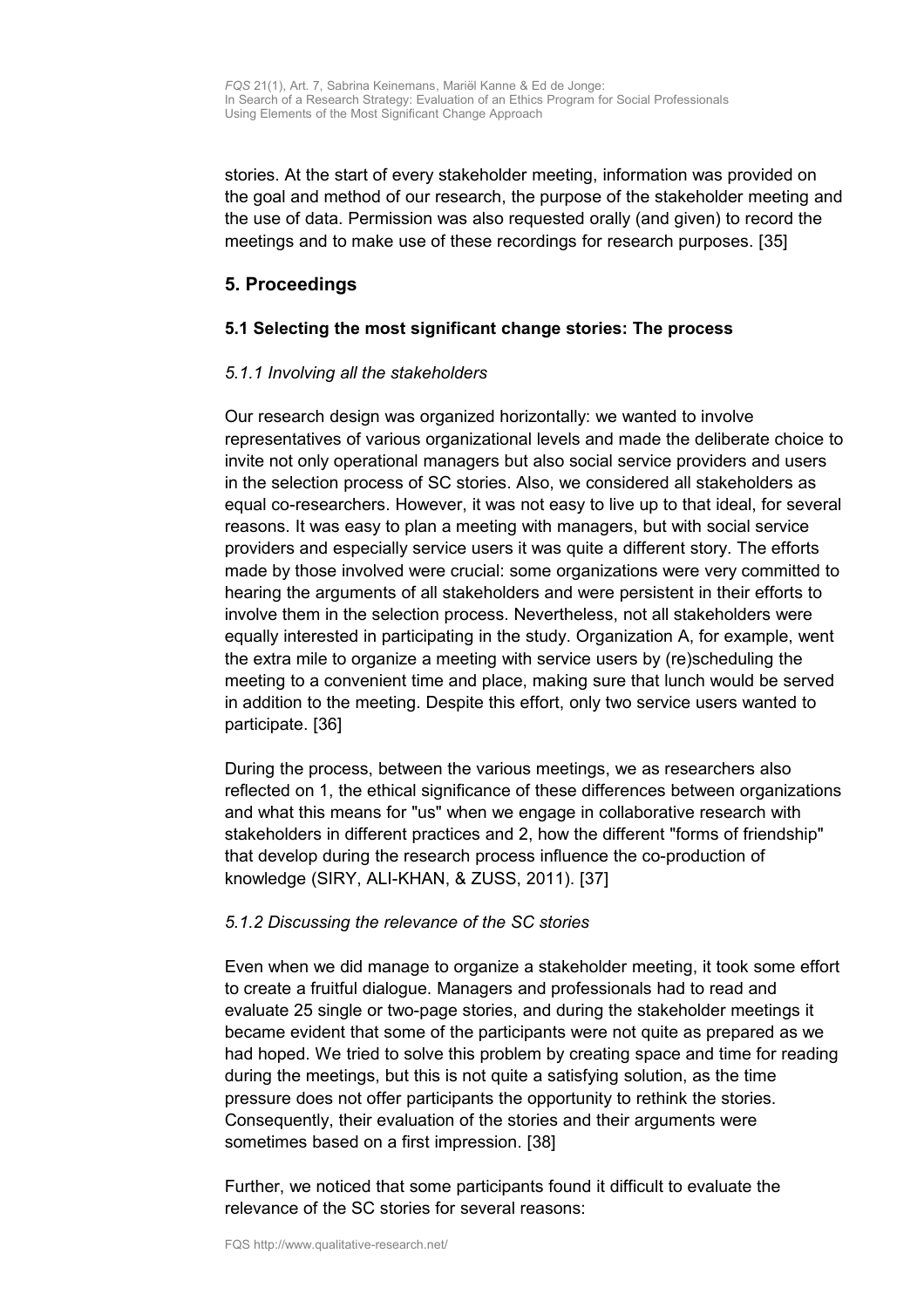stories. At the start of every stakeholder meeting, information was provided on the goal and method of our research, the purpose of the stakeholder meeting and the use of data. Permission was also requested orally (and given) to record the meetings and to make use of these recordings for research purposes. [35]

## 5. Proceedings

### 5.1 Selecting the most significant change stories: The process

#### *5.1.1 Involving all the stakeholders*

Our research design was organized horizontally: we wanted to involve representatives of various organizational levels and made the deliberate choice to invite not only operational managers but also social service providers and users in the selection process of SC stories. Also, we considered all stakeholders as equal co-researchers. However, it was not easy to live up to that ideal, for several reasons. It was easy to plan a meeting with managers, but with social service providers and especially service users it was quite a different story. The efforts made by those involved were crucial: some organizations were very committed to hearing the arguments of all stakeholders and were persistent in their efforts to involve them in the selection process. Nevertheless, not all stakeholders were equally interested in participating in the study. Organization A, for example, went the extra mile to organize a meeting with service users by (re)scheduling the meeting to a convenient time and place, making sure that lunch would be served in addition to the meeting. Despite this effort, only two service users wanted to participate. [36]

During the process, between the various meetings, we as researchers also reflected on 1. the ethical significance of these differences between organizations and what this means for "us" when we engage in collaborative research with stakeholders in different practices and 2. how the different "forms of friendship" that develop during the research process influence the co-production of knowledge (SIRY, ALI-KHAN, & ZUSS, 2011). [37]

#### *5.1.2 Discussing the relevance of the SC stories*

Even when we did manage to organize a stakeholder meeting, it took some effort to create a fruitful dialogue. Managers and professionals had to read and evaluate 25 single or two-page stories, and during the stakeholder meetings it became evident that some of the participants were not quite as prepared as we had hoped. We tried to solve this problem by creating space and time for reading during the meetings, but this is not quite a satisfying solution, as the time pressure does not offer participants the opportunity to rethink the stories. Consequently, their evaluation of the stories and their arguments were sometimes based on a first impression. [38]

Further, we noticed that some participants found it difficult to evaluate the relevance of the SC stories for several reasons: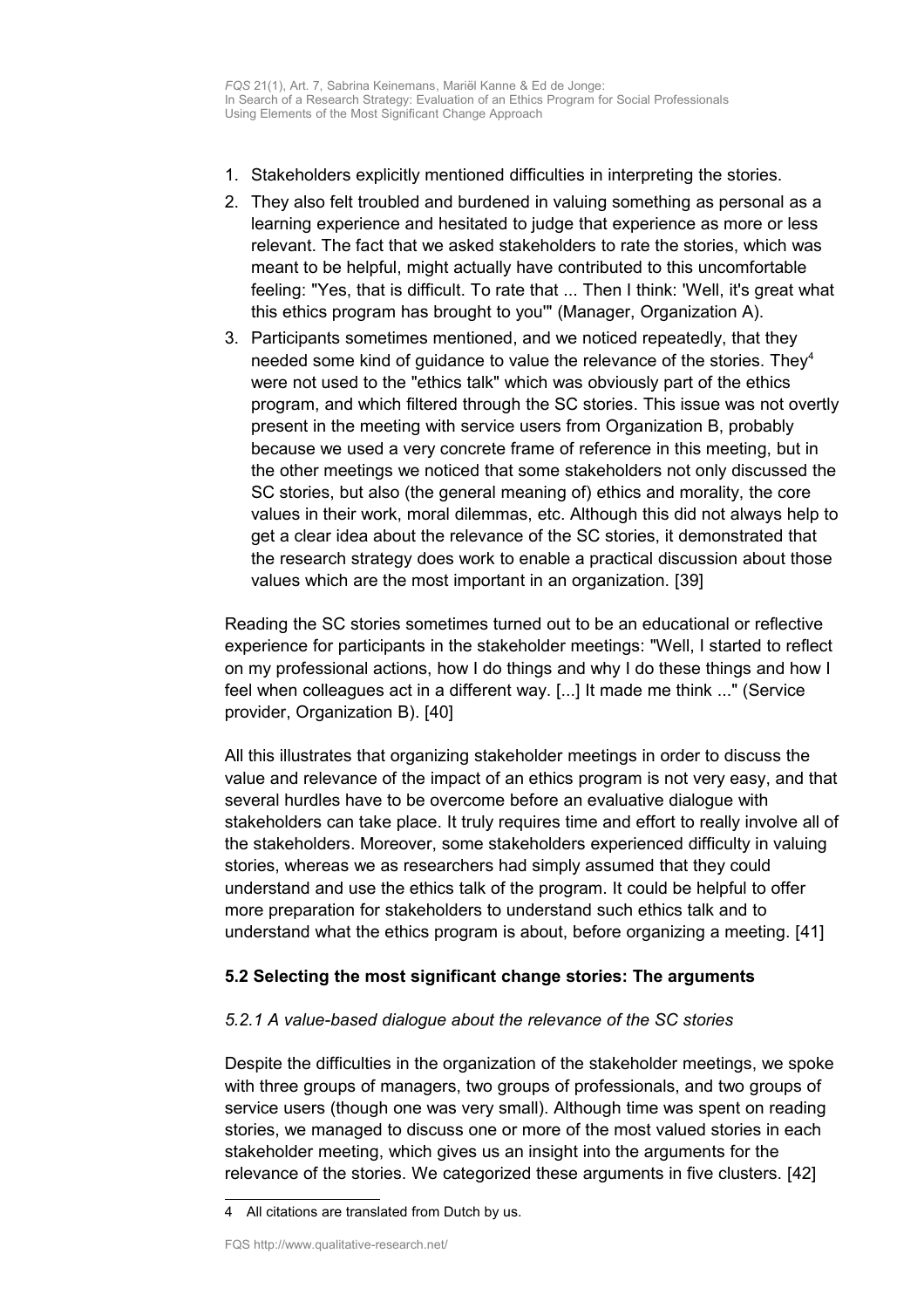1. Stakeholders explicitly mentioned difficulties in interpreting the stories.
2. They also felt troubled and burdened in valuing something as personal as a learning experience and hesitated to judge that experience as more or less relevant. The fact that we asked stakeholders to rate the stories, which was meant to be helpful, might actually have contributed to this uncomfortable feeling: "Yes, that is difficult. To rate that ... Then I think: 'Well, it's great what this ethics program has brought to you'" (Manager, Organization A).
3. Participants sometimes mentioned, and we noticed repeatedly, that they needed some kind of guidance to value the relevance of the stories. They[4] were not used to the "ethics talk" which was obviously part of the ethics program, and which filtered through the SC stories. This issue was not overtly present in the meeting with service users from Organization B, probably because we used a very concrete frame of reference in this meeting, but in the other meetings we noticed that some stakeholders not only discussed the SC stories, but also (the general meaning of) ethics and morality, the core values in their work, moral dilemmas, etc. Although this did not always help to get a clear idea about the relevance of the SC stories, it demonstrated that the research strategy does work to enable a practical discussion about those values which are the most important in an organization. [39]

Reading the SC stories sometimes turned out to be an educational or reflective experience for participants in the stakeholder meetings: "Well, I started to reflect on my professional actions, how I do things and why I do these things and how I feel when colleagues act in a different way. [...] It made me think ..." (Service provider, Organization B). [40]

All this illustrates that organizing stakeholder meetings in order to discuss the value and relevance of the impact of an ethics program is not very easy, and that several hurdles have to be overcome before an evaluative dialogue with stakeholders can take place. It truly requires time and effort to really involve all of the stakeholders. Moreover, some stakeholders experienced difficulty in valuing stories, whereas we as researchers had simply assumed that they could understand and use the ethics talk of the program. It could be helpful to offer more preparation for stakeholders to understand such ethics talk and to understand what the ethics program is about, before organizing a meeting. [41]

### 5.2 Selecting the most significant change stories: The arguments

#### *5.2.1 A value-based dialogue about the relevance of the SC stories*

Despite the difficulties in the organization of the stakeholder meetings, we spoke with three groups of managers, two groups of professionals, and two groups of service users (though one was very small). Although time was spent on reading stories, we managed to discuss one or more of the most valued stories in each stakeholder meeting, which gives us an insight into the arguments for the relevance of the stories. We categorized these arguments in five clusters. [42]

---

4 All citations are translated from Dutch by us.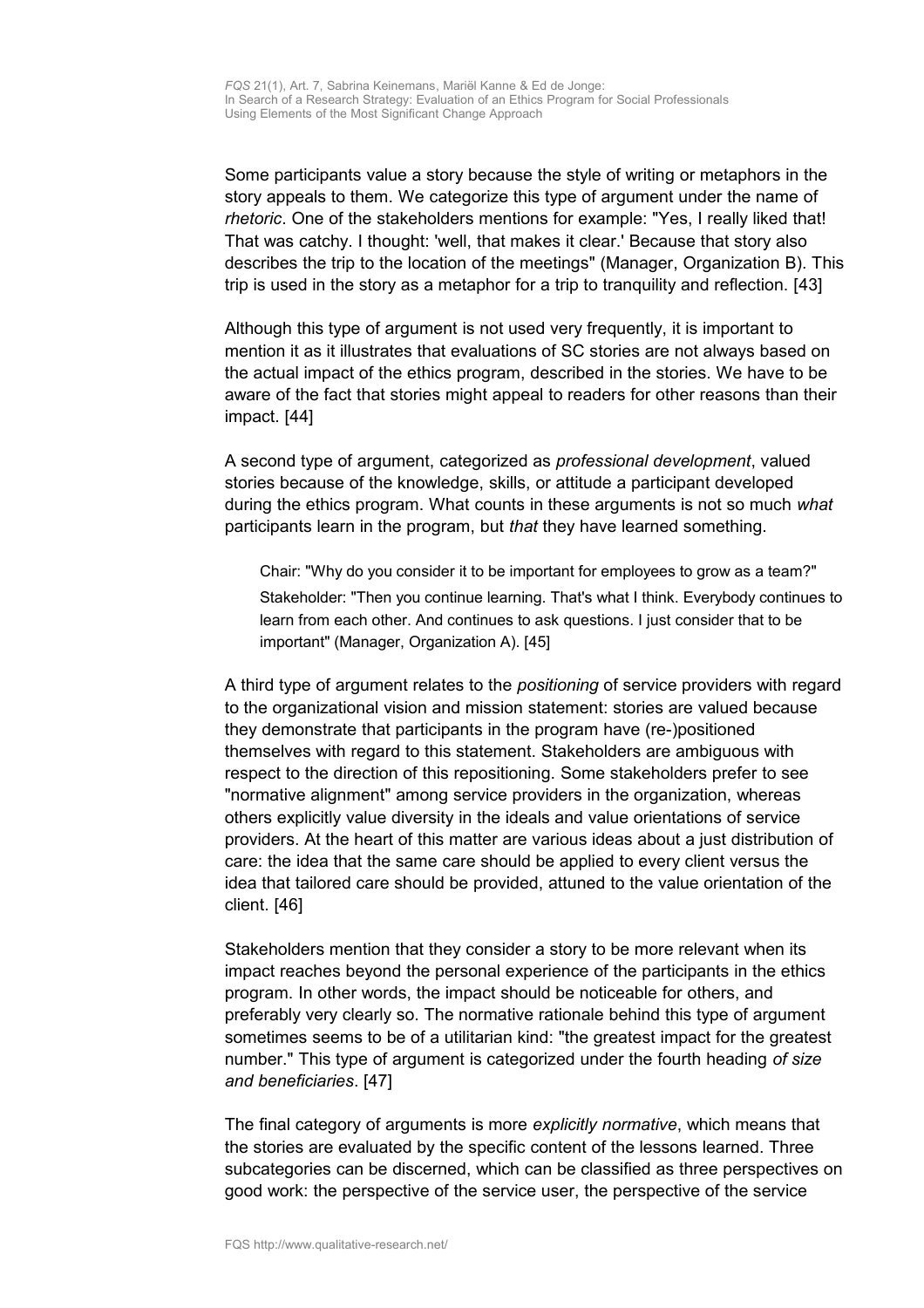Some participants value a story because the style of writing or metaphors in the story appeals to them. We categorize this type of argument under the name of *rhetoric*. One of the stakeholders mentions for example: "Yes, I really liked that! That was catchy. I thought: 'well, that makes it clear.' Because that story also describes the trip to the location of the meetings" (Manager, Organization B). This trip is used in the story as a metaphor for a trip to tranquility and reflection. [43]

Although this type of argument is not used very frequently, it is important to mention it as it illustrates that evaluations of SC stories are not always based on the actual impact of the ethics program, described in the stories. We have to be aware of the fact that stories might appeal to readers for other reasons than their impact. [44]

A second type of argument, categorized as *professional development*, valued stories because of the knowledge, skills, or attitude a participant developed during the ethics program. What counts in these arguments is not so much *what* participants learn in the program, but *that* they have learned something.

> Chair: "Why do you consider it to be important for employees to grow as a team?"
> Stakeholder: "Then you continue learning. That's what I think. Everybody continues to learn from each other. And continues to ask questions. I just consider that to be important" (Manager, Organization A). [45]

A third type of argument relates to the *positioning* of service providers with regard to the organizational vision and mission statement: stories are valued because they demonstrate that participants in the program have (re-)positioned themselves with regard to this statement. Stakeholders are ambiguous with respect to the direction of this repositioning. Some stakeholders prefer to see "normative alignment" among service providers in the organization, whereas others explicitly value diversity in the ideals and value orientations of service providers. At the heart of this matter are various ideas about a just distribution of care: the idea that the same care should be applied to every client versus the idea that tailored care should be provided, attuned to the value orientation of the client. [46]

Stakeholders mention that they consider a story to be more relevant when its impact reaches beyond the personal experience of the participants in the ethics program. In other words, the impact should be noticeable for others, and preferably very clearly so. The normative rationale behind this type of argument sometimes seems to be of a utilitarian kind: "the greatest impact for the greatest number." This type of argument is categorized under the fourth heading *of size and beneficiaries*. [47]

The final category of arguments is more *explicitly normative*, which means that the stories are evaluated by the specific content of the lessons learned. Three subcategories can be discerned, which can be classified as three perspectives on good work: the perspective of the service user, the perspective of the service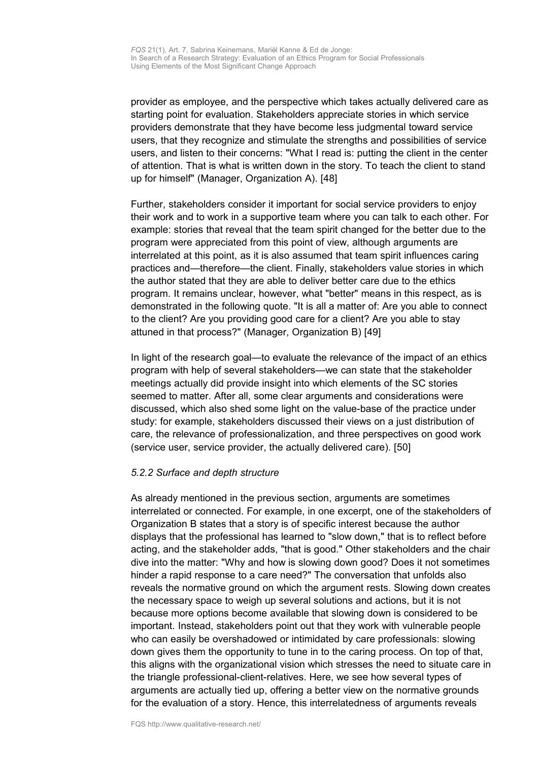provider as employee, and the perspective which takes actually delivered care as starting point for evaluation. Stakeholders appreciate stories in which service providers demonstrate that they have become less judgmental toward service users, that they recognize and stimulate the strengths and possibilities of service users, and listen to their concerns: "What I read is: putting the client in the center of attention. That is what is written down in the story. To teach the client to stand up for himself" (Manager, Organization A). [48]

Further, stakeholders consider it important for social service providers to enjoy their work and to work in a supportive team where you can talk to each other. For example: stories that reveal that the team spirit changed for the better due to the program were appreciated from this point of view, although arguments are interrelated at this point, as it is also assumed that team spirit influences caring practices and—therefore—the client. Finally, stakeholders value stories in which the author stated that they are able to deliver better care due to the ethics program. It remains unclear, however, what "better" means in this respect, as is demonstrated in the following quote. "It is all a matter of: Are you able to connect to the client? Are you providing good care for a client? Are you able to stay attuned in that process?" (Manager, Organization B) [49]

In light of the research goal—to evaluate the relevance of the impact of an ethics program with help of several stakeholders—we can state that the stakeholder meetings actually did provide insight into which elements of the SC stories seemed to matter. After all, some clear arguments and considerations were discussed, which also shed some light on the value-base of the practice under study: for example, stakeholders discussed their views on a just distribution of care, the relevance of professionalization, and three perspectives on good work (service user, service provider, the actually delivered care). [50]

#### *5.2.2 Surface and depth structure*

As already mentioned in the previous section, arguments are sometimes interrelated or connected. For example, in one excerpt, one of the stakeholders of Organization B states that a story is of specific interest because the author displays that the professional has learned to "slow down," that is to reflect before acting, and the stakeholder adds, "that is good." Other stakeholders and the chair dive into the matter: "Why and how is slowing down good? Does it not sometimes hinder a rapid response to a care need?" The conversation that unfolds also reveals the normative ground on which the argument rests. Slowing down creates the necessary space to weigh up several solutions and actions, but it is not because more options become available that slowing down is considered to be important. Instead, stakeholders point out that they work with vulnerable people who can easily be overshadowed or intimidated by care professionals: slowing down gives them the opportunity to tune in to the caring process. On top of that, this aligns with the organizational vision which stresses the need to situate care in the triangle professional-client-relatives. Here, we see how several types of arguments are actually tied up, offering a better view on the normative grounds for the evaluation of a story. Hence, this interrelatedness of arguments reveals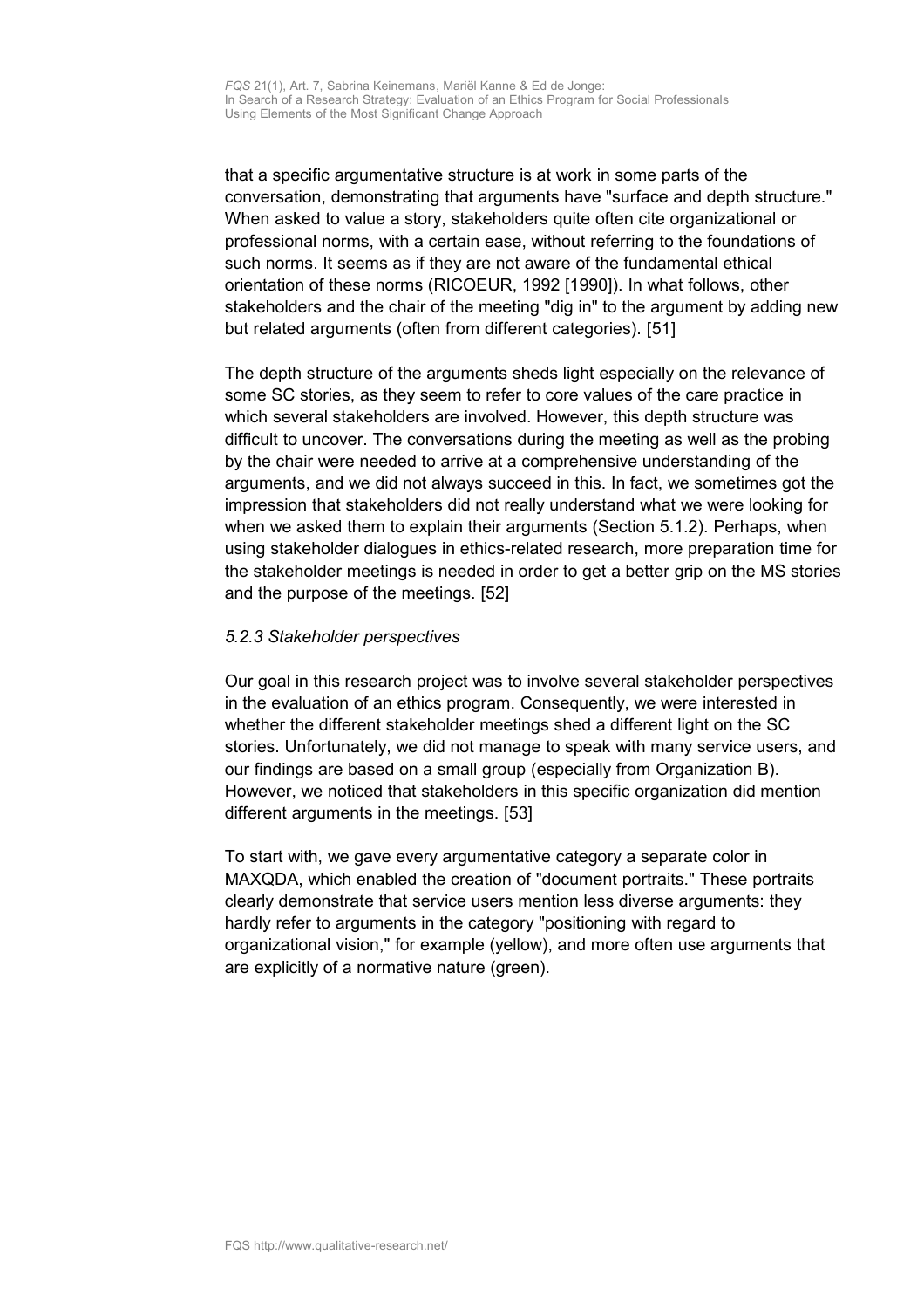that a specific argumentative structure is at work in some parts of the conversation, demonstrating that arguments have "surface and depth structure." When asked to value a story, stakeholders quite often cite organizational or professional norms, with a certain ease, without referring to the foundations of such norms. It seems as if they are not aware of the fundamental ethical orientation of these norms (RICOEUR, 1992 [1990]). In what follows, other stakeholders and the chair of the meeting "dig in" to the argument by adding new but related arguments (often from different categories). [51]

The depth structure of the arguments sheds light especially on the relevance of some SC stories, as they seem to refer to core values of the care practice in which several stakeholders are involved. However, this depth structure was difficult to uncover. The conversations during the meeting as well as the probing by the chair were needed to arrive at a comprehensive understanding of the arguments, and we did not always succeed in this. In fact, we sometimes got the impression that stakeholders did not really understand what we were looking for when we asked them to explain their arguments (Section 5.1.2). Perhaps, when using stakeholder dialogues in ethics-related research, more preparation time for the stakeholder meetings is needed in order to get a better grip on the MS stories and the purpose of the meetings. [52]

### *5.2.3 Stakeholder perspectives*

Our goal in this research project was to involve several stakeholder perspectives in the evaluation of an ethics program. Consequently, we were interested in whether the different stakeholder meetings shed a different light on the SC stories. Unfortunately, we did not manage to speak with many service users, and our findings are based on a small group (especially from Organization B). However, we noticed that stakeholders in this specific organization did mention different arguments in the meetings. [53]

To start with, we gave every argumentative category a separate color in MAXQDA, which enabled the creation of "document portraits." These portraits clearly demonstrate that service users mention less diverse arguments: they hardly refer to arguments in the category "positioning with regard to organizational vision," for example (yellow), and more often use arguments that are explicitly of a normative nature (green).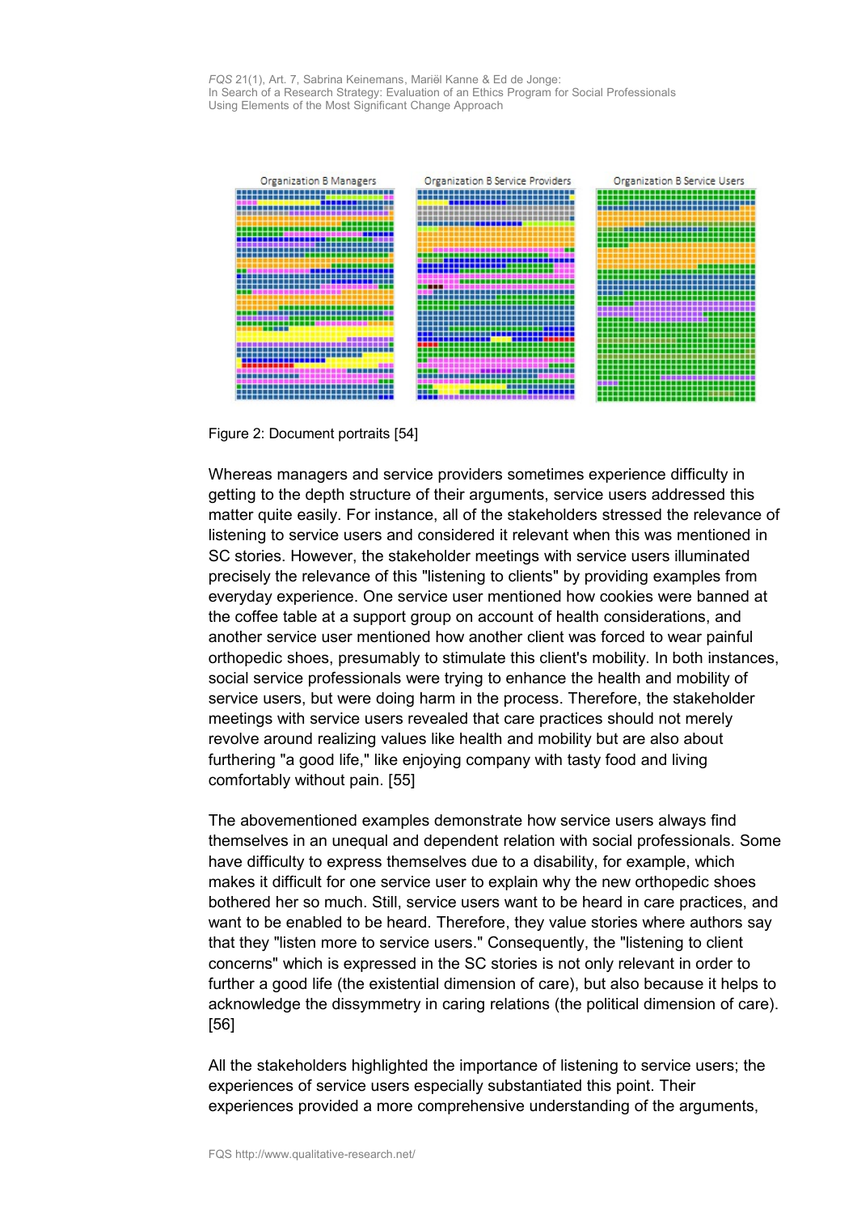Figure 2: Document portraits [54]

Whereas managers and service providers sometimes experience difficulty in getting to the depth structure of their arguments, service users addressed this matter quite easily. For instance, all of the stakeholders stressed the relevance of listening to service users and considered it relevant when this was mentioned in SC stories. However, the stakeholder meetings with service users illuminated precisely the relevance of this "listening to clients" by providing examples from everyday experience. One service user mentioned how cookies were banned at the coffee table at a support group on account of health considerations, and another service user mentioned how another client was forced to wear painful orthopedic shoes, presumably to stimulate this client's mobility. In both instances, social service professionals were trying to enhance the health and mobility of service users, but were doing harm in the process. Therefore, the stakeholder meetings with service users revealed that care practices should not merely revolve around realizing values like health and mobility but are also about furthering "a good life," like enjoying company with tasty food and living comfortably without pain. [55]

The abovementioned examples demonstrate how service users always find themselves in an unequal and dependent relation with social professionals. Some have difficulty to express themselves due to a disability, for example, which makes it difficult for one service user to explain why the new orthopedic shoes bothered her so much. Still, service users want to be heard in care practices, and want to be enabled to be heard. Therefore, they value stories where authors say that they "listen more to service users." Consequently, the "listening to client concerns" which is expressed in the SC stories is not only relevant in order to further a good life (the existential dimension of care), but also because it helps to acknowledge the dissymmetry in caring relations (the political dimension of care). [56]

All the stakeholders highlighted the importance of listening to service users; the experiences of service users especially substantiated this point. Their experiences provided a more comprehensive understanding of the arguments,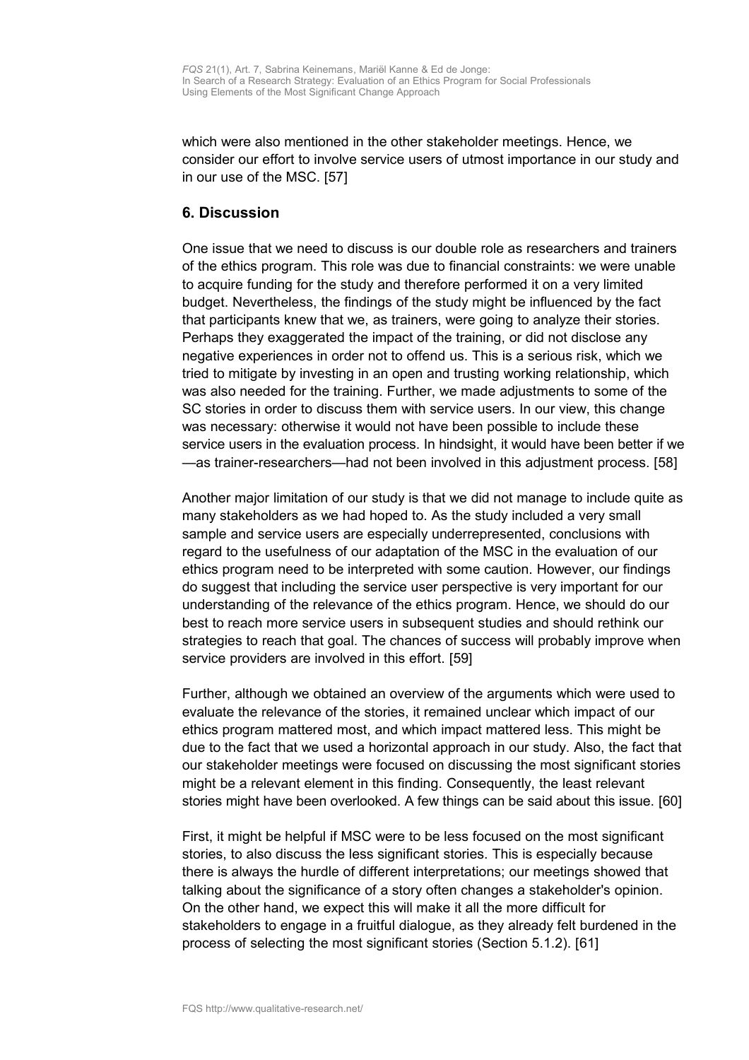which were also mentioned in the other stakeholder meetings. Hence, we consider our effort to involve service users of utmost importance in our study and in our use of the MSC. [57]

## 6. Discussion

One issue that we need to discuss is our double role as researchers and trainers of the ethics program. This role was due to financial constraints: we were unable to acquire funding for the study and therefore performed it on a very limited budget. Nevertheless, the findings of the study might be influenced by the fact that participants knew that we, as trainers, were going to analyze their stories. Perhaps they exaggerated the impact of the training, or did not disclose any negative experiences in order not to offend us. This is a serious risk, which we tried to mitigate by investing in an open and trusting working relationship, which was also needed for the training. Further, we made adjustments to some of the SC stories in order to discuss them with service users. In our view, this change was necessary: otherwise it would not have been possible to include these service users in the evaluation process. In hindsight, it would have been better if we—as trainer-researchers—had not been involved in this adjustment process. [58]

Another major limitation of our study is that we did not manage to include quite as many stakeholders as we had hoped to. As the study included a very small sample and service users are especially underrepresented, conclusions with regard to the usefulness of our adaptation of the MSC in the evaluation of our ethics program need to be interpreted with some caution. However, our findings do suggest that including the service user perspective is very important for our understanding of the relevance of the ethics program. Hence, we should do our best to reach more service users in subsequent studies and should rethink our strategies to reach that goal. The chances of success will probably improve when service providers are involved in this effort. [59]

Further, although we obtained an overview of the arguments which were used to evaluate the relevance of the stories, it remained unclear which impact of our ethics program mattered most, and which impact mattered less. This might be due to the fact that we used a horizontal approach in our study. Also, the fact that our stakeholder meetings were focused on discussing the most significant stories might be a relevant element in this finding. Consequently, the least relevant stories might have been overlooked. A few things can be said about this issue. [60]

First, it might be helpful if MSC were to be less focused on the most significant stories, to also discuss the less significant stories. This is especially because there is always the hurdle of different interpretations; our meetings showed that talking about the significance of a story often changes a stakeholder's opinion. On the other hand, we expect this will make it all the more difficult for stakeholders to engage in a fruitful dialogue, as they already felt burdened in the process of selecting the most significant stories (Section 5.1.2). [61]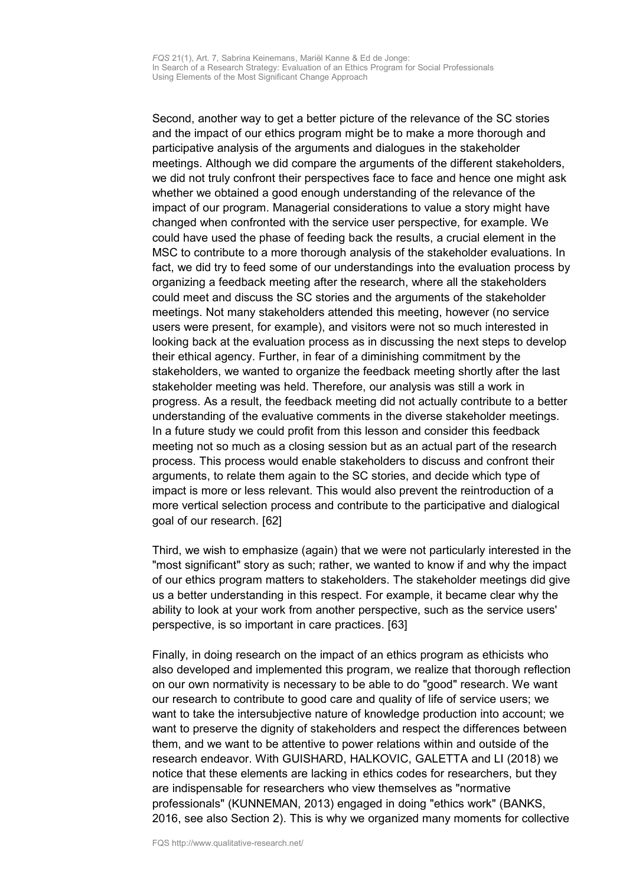Second, another way to get a better picture of the relevance of the SC stories and the impact of our ethics program might be to make a more thorough and participative analysis of the arguments and dialogues in the stakeholder meetings. Although we did compare the arguments of the different stakeholders, we did not truly confront their perspectives face to face and hence one might ask whether we obtained a good enough understanding of the relevance of the impact of our program. Managerial considerations to value a story might have changed when confronted with the service user perspective, for example. We could have used the phase of feeding back the results, a crucial element in the MSC to contribute to a more thorough analysis of the stakeholder evaluations. In fact, we did try to feed some of our understandings into the evaluation process by organizing a feedback meeting after the research, where all the stakeholders could meet and discuss the SC stories and the arguments of the stakeholder meetings. Not many stakeholders attended this meeting, however (no service users were present, for example), and visitors were not so much interested in looking back at the evaluation process as in discussing the next steps to develop their ethical agency. Further, in fear of a diminishing commitment by the stakeholders, we wanted to organize the feedback meeting shortly after the last stakeholder meeting was held. Therefore, our analysis was still a work in progress. As a result, the feedback meeting did not actually contribute to a better understanding of the evaluative comments in the diverse stakeholder meetings. In a future study we could profit from this lesson and consider this feedback meeting not so much as a closing session but as an actual part of the research process. This process would enable stakeholders to discuss and confront their arguments, to relate them again to the SC stories, and decide which type of impact is more or less relevant. This would also prevent the reintroduction of a more vertical selection process and contribute to the participative and dialogical goal of our research. [62]

Third, we wish to emphasize (again) that we were not particularly interested in the "most significant" story as such; rather, we wanted to know if and why the impact of our ethics program matters to stakeholders. The stakeholder meetings did give us a better understanding in this respect. For example, it became clear why the ability to look at your work from another perspective, such as the service users' perspective, is so important in care practices. [63]

Finally, in doing research on the impact of an ethics program as ethicists who also developed and implemented this program, we realize that thorough reflection on our own normativity is necessary to be able to do "good" research. We want our research to contribute to good care and quality of life of service users; we want to take the intersubjective nature of knowledge production into account; we want to preserve the dignity of stakeholders and respect the differences between them, and we want to be attentive to power relations within and outside of the research endeavor. With GUISHARD, HALKOVIC, GALETTA and LI (2018) we notice that these elements are lacking in ethics codes for researchers, but they are indispensable for researchers who view themselves as "normative professionals" (KUNNEMAN, 2013) engaged in doing "ethics work" (BANKS, 2016, see also Section 2). This is why we organized many moments for collective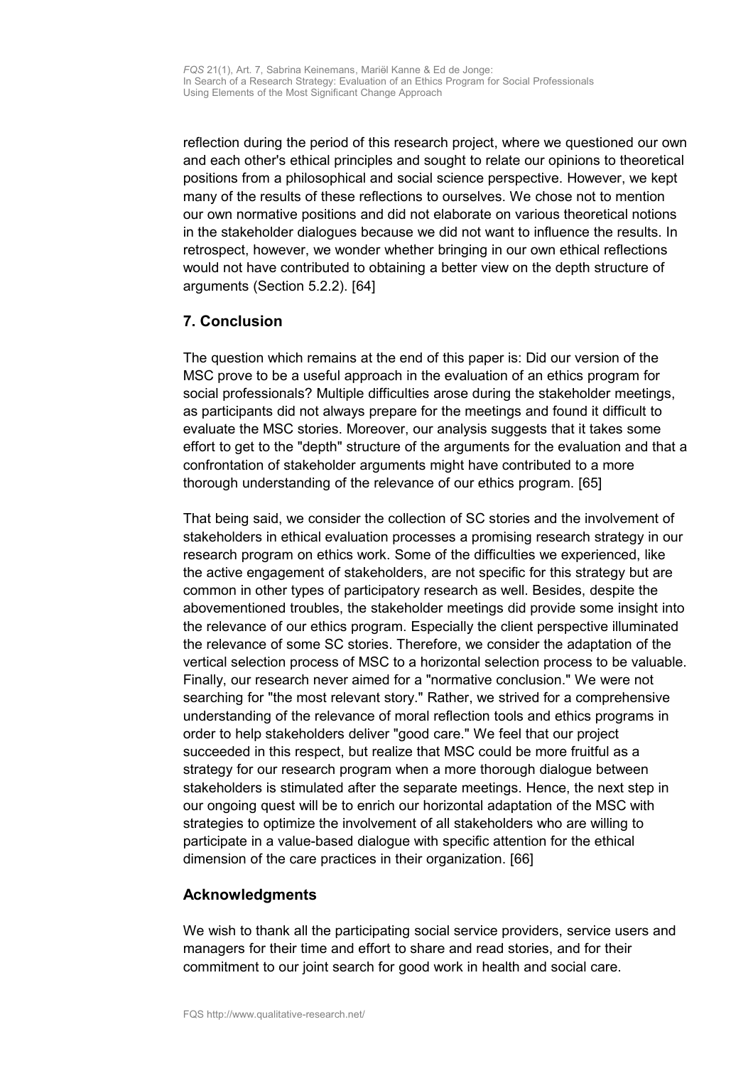reflection during the period of this research project, where we questioned our own and each other's ethical principles and sought to relate our opinions to theoretical positions from a philosophical and social science perspective. However, we kept many of the results of these reflections to ourselves. We chose not to mention our own normative positions and did not elaborate on various theoretical notions in the stakeholder dialogues because we did not want to influence the results. In retrospect, however, we wonder whether bringing in our own ethical reflections would not have contributed to obtaining a better view on the depth structure of arguments (Section 5.2.2). [64]

## 7. Conclusion

The question which remains at the end of this paper is: Did our version of the MSC prove to be a useful approach in the evaluation of an ethics program for social professionals? Multiple difficulties arose during the stakeholder meetings, as participants did not always prepare for the meetings and found it difficult to evaluate the MSC stories. Moreover, our analysis suggests that it takes some effort to get to the "depth" structure of the arguments for the evaluation and that a confrontation of stakeholder arguments might have contributed to a more thorough understanding of the relevance of our ethics program. [65]

That being said, we consider the collection of SC stories and the involvement of stakeholders in ethical evaluation processes a promising research strategy in our research program on ethics work. Some of the difficulties we experienced, like the active engagement of stakeholders, are not specific for this strategy but are common in other types of participatory research as well. Besides, despite the abovementioned troubles, the stakeholder meetings did provide some insight into the relevance of our ethics program. Especially the client perspective illuminated the relevance of some SC stories. Therefore, we consider the adaptation of the vertical selection process of MSC to a horizontal selection process to be valuable. Finally, our research never aimed for a "normative conclusion." We were not searching for "the most relevant story." Rather, we strived for a comprehensive understanding of the relevance of moral reflection tools and ethics programs in order to help stakeholders deliver "good care." We feel that our project succeeded in this respect, but realize that MSC could be more fruitful as a strategy for our research program when a more thorough dialogue between stakeholders is stimulated after the separate meetings. Hence, the next step in our ongoing quest will be to enrich our horizontal adaptation of the MSC with strategies to optimize the involvement of all stakeholders who are willing to participate in a value-based dialogue with specific attention for the ethical dimension of the care practices in their organization. [66]

## Acknowledgments

We wish to thank all the participating social service providers, service users and managers for their time and effort to share and read stories, and for their commitment to our joint search for good work in health and social care.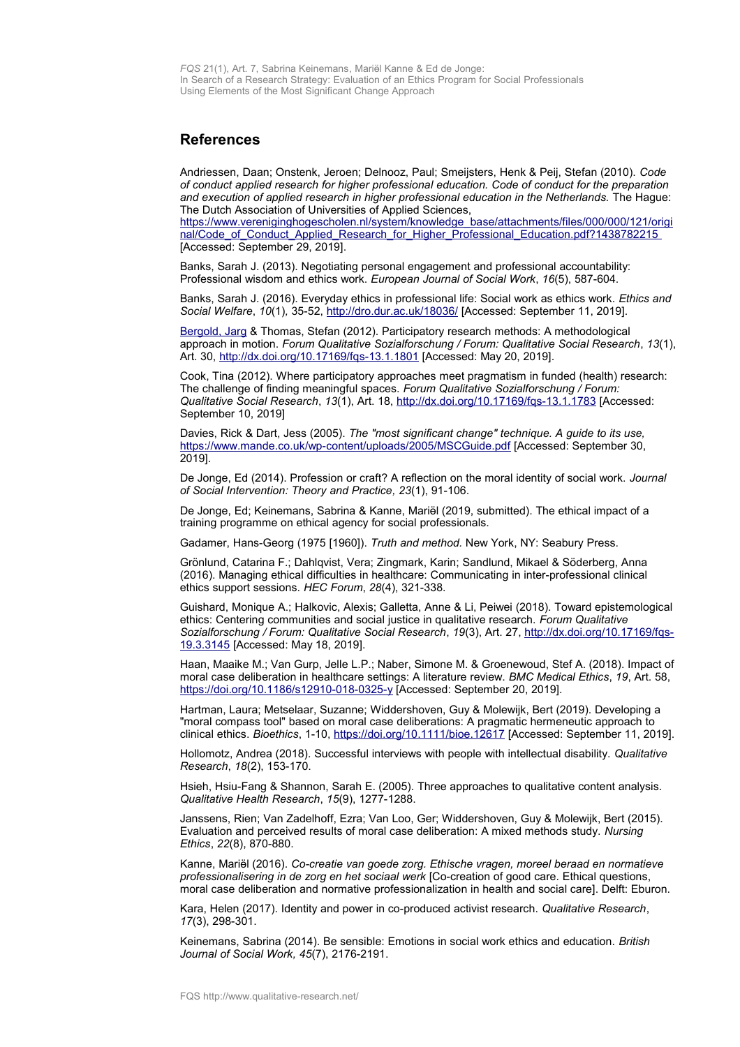## References

Andriessen, Daan; Onstenk, Jeroen; Delnooz, Paul; Smeijsters, Henk & Peij, Stefan (2010). *Code of conduct applied research for higher professional education. Code of conduct for the preparation and execution of applied research in higher professional education in the Netherlands.* The Hague: The Dutch Association of Universities of Applied Sciences, https://www.vereniginghogescholen.nl/system/knowledge_base/attachments/files/000/000/121/original/Code_of_Conduct_Applied_Research_for_Higher_Professional_Education.pdf?1438782215 [Accessed: September 29, 2019].

Banks, Sarah J. (2013). Negotiating personal engagement and professional accountability: Professional wisdom and ethics work. *European Journal of Social Work*, *16*(5), 587-604.

Banks, Sarah J. (2016). Everyday ethics in professional life: Social work as ethics work. *Ethics and Social Welfare*, *10*(1), 35-52, http://dro.dur.ac.uk/18036/ [Accessed: September 11, 2019].

Bergold, Jarg & Thomas, Stefan (2012). Participatory research methods: A methodological approach in motion. *Forum Qualitative Sozialforschung / Forum: Qualitative Social Research*, *13*(1), Art. 30, http://dx.doi.org/10.17169/fqs-13.1.1801 [Accessed: May 20, 2019].

Cook, Tina (2012). Where participatory approaches meet pragmatism in funded (health) research: The challenge of finding meaningful spaces. *Forum Qualitative Sozialforschung / Forum: Qualitative Social Research*, *13*(1), Art. 18, http://dx.doi.org/10.17169/fqs-13.1.1783 [Accessed: September 10, 2019]

Davies, Rick & Dart, Jess (2005). *The "most significant change" technique. A guide to its use,* https://www.mande.co.uk/wp-content/uploads/2005/MSCGuide.pdf [Accessed: September 30, 2019].

De Jonge, Ed (2014). Profession or craft? A reflection on the moral identity of social work. *Journal of Social Intervention: Theory and Practice, 23*(1), 91-106.

De Jonge, Ed; Keinemans, Sabrina & Kanne, Mariël (2019, submitted). The ethical impact of a training programme on ethical agency for social professionals.

Gadamer, Hans-Georg (1975 [1960]). *Truth and method.* New York, NY: Seabury Press.

Grönlund, Catarina F.; Dahlqvist, Vera; Zingmark, Karin; Sandlund, Mikael & Söderberg, Anna (2016). Managing ethical difficulties in healthcare: Communicating in inter-professional clinical ethics support sessions. *HEC Forum*, *28*(4), 321-338.

Guishard, Monique A.; Halkovic, Alexis; Galletta, Anne & Li, Peiwei (2018). Toward epistemological ethics: Centering communities and social justice in qualitative research. *Forum Qualitative Sozialforschung / Forum: Qualitative Social Research*, *19*(3), Art. 27, http://dx.doi.org/10.17169/fqs-19.3.3145 [Accessed: May 18, 2019].

Haan, Maaike M.; Van Gurp, Jelle L.P.; Naber, Simone M. & Groenewoud, Stef A. (2018). Impact of moral case deliberation in healthcare settings: A literature review. *BMC Medical Ethics*, *19*, Art. 58, https://doi.org/10.1186/s12910-018-0325-y [Accessed: September 20, 2019].

Hartman, Laura; Metselaar, Suzanne; Widdershoven, Guy & Molewijk, Bert (2019). Developing a "moral compass tool" based on moral case deliberations: A pragmatic hermeneutic approach to clinical ethics. *Bioethics*, 1-10, https://doi.org/10.1111/bioe.12617 [Accessed: September 11, 2019].

Hollomotz, Andrea (2018). Successful interviews with people with intellectual disability. *Qualitative Research*, *18*(2), 153-170.

Hsieh, Hsiu-Fang & Shannon, Sarah E. (2005). Three approaches to qualitative content analysis. *Qualitative Health Research*, *15*(9), 1277-1288.

Janssens, Rien; Van Zadelhoff, Ezra; Van Loo, Ger; Widdershoven, Guy & Molewijk, Bert (2015). Evaluation and perceived results of moral case deliberation: A mixed methods study. *Nursing Ethics*, *22*(8), 870-880.

Kanne, Mariël (2016). *Co-creatie van goede zorg. Ethische vragen, moreel beraad en normatieve professionalisering in de zorg en het sociaal werk* [Co-creation of good care. Ethical questions, moral case deliberation and normative professionalization in health and social care]. Delft: Eburon.

Kara, Helen (2017). Identity and power in co-produced activist research. *Qualitative Research*, *17*(3), 298-301.

Keinemans, Sabrina (2014). Be sensible: Emotions in social work ethics and education. *British Journal of Social Work, 45*(7), 2176-2191.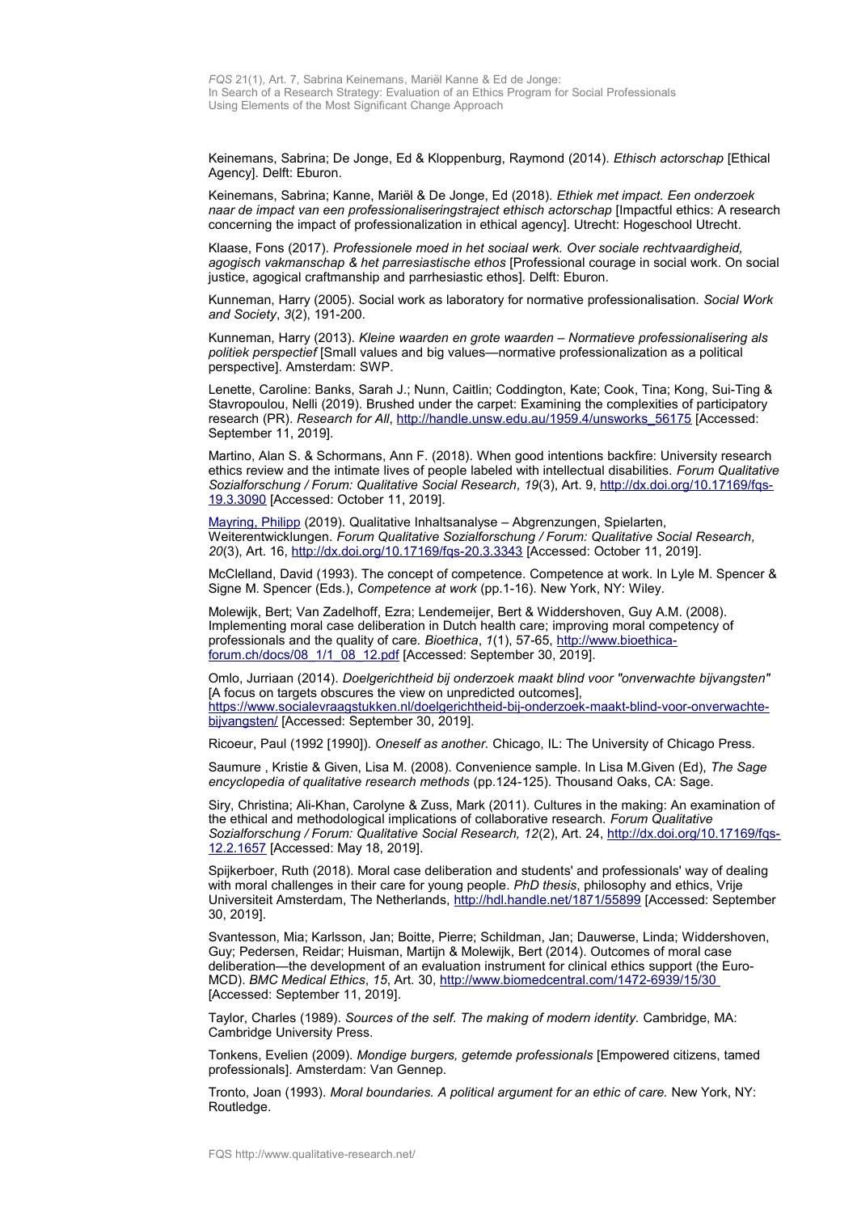Keinemans, Sabrina; De Jonge, Ed & Kloppenburg, Raymond (2014). *Ethisch actorschap* [Ethical Agency]. Delft: Eburon.

Keinemans, Sabrina; Kanne, Mariël & De Jonge, Ed (2018). *Ethiek met impact. Een onderzoek naar de impact van een professionaliseringstraject ethisch actorschap* [Impactful ethics: A research concerning the impact of professionalization in ethical agency]. Utrecht: Hogeschool Utrecht.

Klaase, Fons (2017). *Professionele moed in het sociaal werk. Over sociale rechtvaardigheid, agogisch vakmanschap & het parresiastische ethos* [Professional courage in social work. On social justice, agogical craftmanship and parrhesiastic ethos]. Delft: Eburon.

Kunneman, Harry (2005). Social work as laboratory for normative professionalisation. *Social Work and Society*, *3*(2), 191-200.

Kunneman, Harry (2013). *Kleine waarden en grote waarden – Normatieve professionalisering als politiek perspectief* [Small values and big values—normative professionalization as a political perspective]. Amsterdam: SWP.

Lenette, Caroline: Banks, Sarah J.; Nunn, Caitlin; Coddington, Kate; Cook, Tina; Kong, Sui-Ting & Stavropoulou, Nelli (2019). Brushed under the carpet: Examining the complexities of participatory research (PR). *Research for All*, http://handle.unsw.edu.au/1959.4/unsworks_56175 [Accessed: September 11, 2019].

Martino, Alan S. & Schormans, Ann F. (2018). When good intentions backfire: University research ethics review and the intimate lives of people labeled with intellectual disabilities. *Forum Qualitative Sozialforschung / Forum: Qualitative Social Research, 19*(3), Art. 9, http://dx.doi.org/10.17169/fqs-19.3.3090 [Accessed: October 11, 2019].

Mayring, Philipp (2019). Qualitative Inhaltsanalyse – Abgrenzungen, Spielarten, Weiterentwicklungen. *Forum Qualitative Sozialforschung / Forum: Qualitative Social Research, 20*(3), Art. 16, http://dx.doi.org/10.17169/fqs-20.3.3343 [Accessed: October 11, 2019].

McClelland, David (1993). The concept of competence. Competence at work. In Lyle M. Spencer & Signe M. Spencer (Eds.), *Competence at work* (pp.1-16). New York, NY: Wiley.

Molewijk, Bert; Van Zadelhoff, Ezra; Lendemeijer, Bert & Widdershoven, Guy A.M. (2008). Implementing moral case deliberation in Dutch health care; improving moral competency of professionals and the quality of care. *Bioethica*, *1*(1), 57-65, http://www.bioethica-forum.ch/docs/08_1/1_08_12.pdf [Accessed: September 30, 2019].

Omlo, Jurriaan (2014). *Doelgerichtheid bij onderzoek maakt blind voor "onverwachte bijvangsten"* [A focus on targets obscures the view on unpredicted outcomes], https://www.socialevraagstukken.nl/doelgerichtheid-bij-onderzoek-maakt-blind-voor-onverwachte-bijvangsten/ [Accessed: September 30, 2019].

Ricoeur, Paul (1992 [1990]). *Oneself as another.* Chicago, IL: The University of Chicago Press.

Saumure , Kristie & Given, Lisa M. (2008). Convenience sample. In Lisa M.Given (Ed), *The Sage encyclopedia of qualitative research methods* (pp.124-125). Thousand Oaks, CA: Sage.

Siry, Christina; Ali-Khan, Carolyne & Zuss, Mark (2011). Cultures in the making: An examination of the ethical and methodological implications of collaborative research. *Forum Qualitative Sozialforschung / Forum: Qualitative Social Research, 12*(2), Art. 24, http://dx.doi.org/10.17169/fqs-12.2.1657 [Accessed: May 18, 2019].

Spijkerboer, Ruth (2018). Moral case deliberation and students' and professionals' way of dealing with moral challenges in their care for young people. *PhD thesis*, philosophy and ethics, Vrije Universiteit Amsterdam, The Netherlands, http://hdl.handle.net/1871/55899 [Accessed: September 30, 2019].

Svantesson, Mia; Karlsson, Jan; Boitte, Pierre; Schildman, Jan; Dauwerse, Linda; Widdershoven, Guy; Pedersen, Reidar; Huisman, Martijn & Molewijk, Bert (2014). Outcomes of moral case deliberation—the development of an evaluation instrument for clinical ethics support (the Euro-MCD). *BMC Medical Ethics*, *15*, Art. 30, http://www.biomedcentral.com/1472-6939/15/30 [Accessed: September 11, 2019].

Taylor, Charles (1989). *Sources of the self. The making of modern identity.* Cambridge, MA: Cambridge University Press.

Tonkens, Evelien (2009). *Mondige burgers, getemde professionals* [Empowered citizens, tamed professionals]. Amsterdam: Van Gennep.

Tronto, Joan (1993). *Moral boundaries. A political argument for an ethic of care.* New York, NY: Routledge.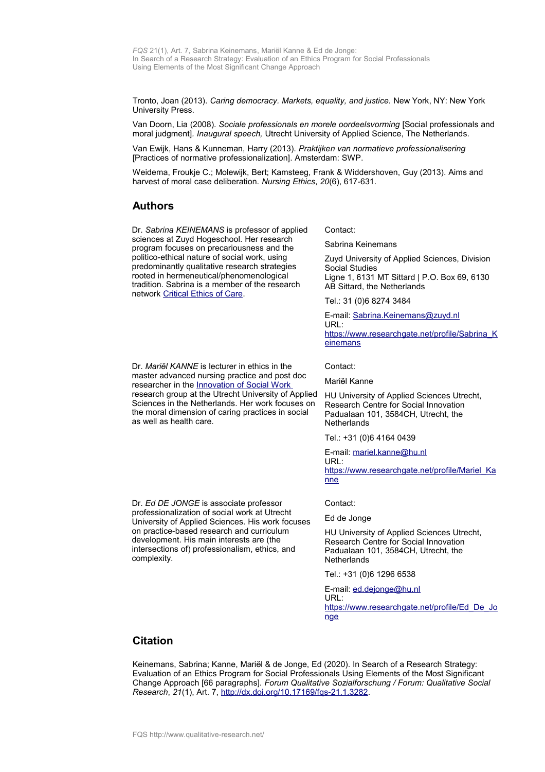Tronto, Joan (2013). *Caring democracy. Markets, equality, and justice.* New York, NY: New York University Press.

Van Doorn, Lia (2008). *Sociale professionals en morele oordeelsvorming* [Social professionals and moral judgment]. *Inaugural speech,* Utrecht University of Applied Science, The Netherlands.

Van Ewijk, Hans & Kunneman, Harry (2013). *Praktijken van normatieve professionalisering* [Practices of normative professionalization]. Amsterdam: SWP.

Weidema, Froukje C.; Molewijk, Bert; Kamsteeg, Frank & Widdershoven, Guy (2013). Aims and harvest of moral case deliberation. *Nursing Ethics*, *20*(6), 617-631.

## Authors

Dr. *Sabrina KEINEMANS* is professor of applied sciences at Zuyd Hogeschool. Her research program focuses on precariousness and the politico-ethical nature of social work, using predominantly qualitative research strategies rooted in hermeneutical/phenomenological tradition. Sabrina is a member of the research network Critical Ethics of Care.

Contact:

Sabrina Keinemans

Zuyd University of Applied Sciences, Division Social Studies
Ligne 1, 6131 MT Sittard | P.O. Box 69, 6130 AB Sittard, the Netherlands

Tel.: 31 (0)6 8274 3484

E-mail: Sabrina.Keinemans@zuyd.nl
URL: https://www.researchgate.net/profile/Sabrina_Keinemans

Dr. *Mariël KANNE* is lecturer in ethics in the master advanced nursing practice and post doc researcher in the Innovation of Social Work research group at the Utrecht University of Applied Sciences in the Netherlands. Her work focuses on the moral dimension of caring practices in social as well as health care.

Contact:

Mariël Kanne

HU University of Applied Sciences Utrecht, Research Centre for Social Innovation
Padualaan 101, 3584CH, Utrecht, the Netherlands

Tel.: +31 (0)6 4164 0439

E-mail: mariel.kanne@hu.nl
URL: https://www.researchgate.net/profile/Mariel_Kanne

Dr. *Ed DE JONGE* is associate professor professionalization of social work at Utrecht University of Applied Sciences. His work focuses on practice-based research and curriculum development. His main interests are (the intersections of) professionalism, ethics, and complexity.

Contact:

Ed de Jonge

HU University of Applied Sciences Utrecht, Research Centre for Social Innovation
Padualaan 101, 3584CH, Utrecht, the Netherlands

Tel.: +31 (0)6 1296 6538

E-mail: ed.dejonge@hu.nl
URL: https://www.researchgate.net/profile/Ed_De_Jonge

## Citation

Keinemans, Sabrina; Kanne, Mariël & de Jonge, Ed (2020). In Search of a Research Strategy: Evaluation of an Ethics Program for Social Professionals Using Elements of the Most Significant Change Approach [66 paragraphs]. *Forum Qualitative Sozialforschung / Forum: Qualitative Social Research*, *21*(1), Art. 7, http://dx.doi.org/10.17169/fqs-21.1.3282.